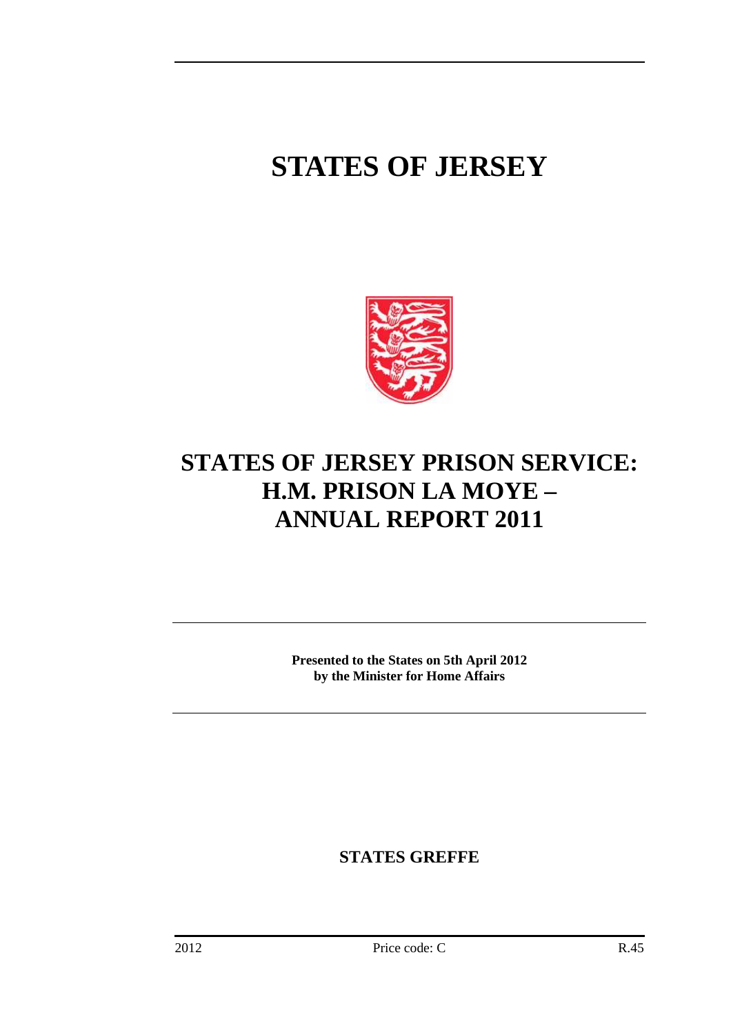# STATES OF JERSEY

# STATES OF JERSEY PRISON SERVICE: H.M. PRISON LA MOYE – ANNUAL REPORT 2011

**Presented to the States on 5th April 2012**
**by the Minister for Home Affairs**

**STATES GREFFE**

2012 Price code: C R.45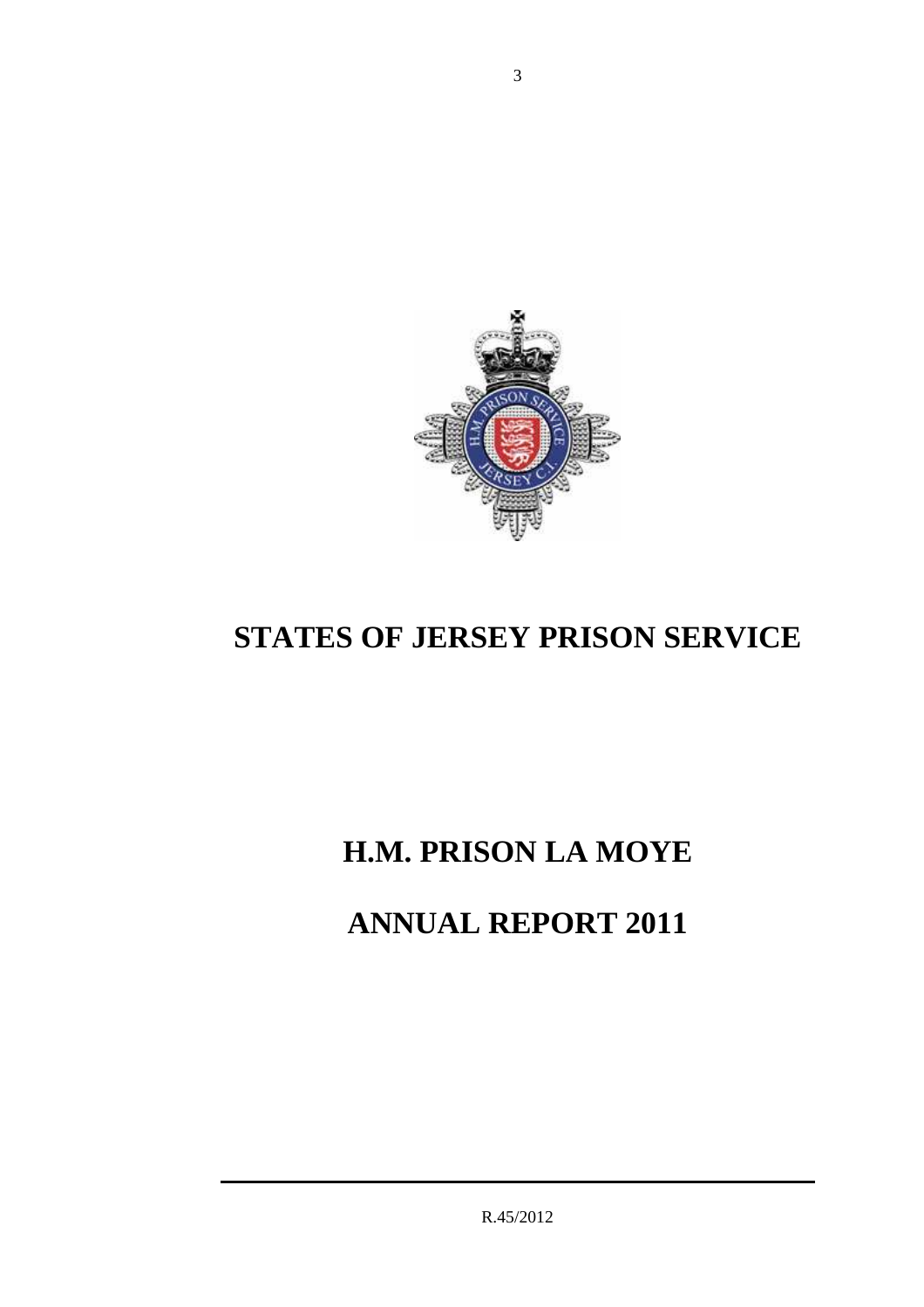# STATES OF JERSEY PRISON SERVICE

# H.M. PRISON LA MOYE

# ANNUAL REPORT 2011

R.45/2012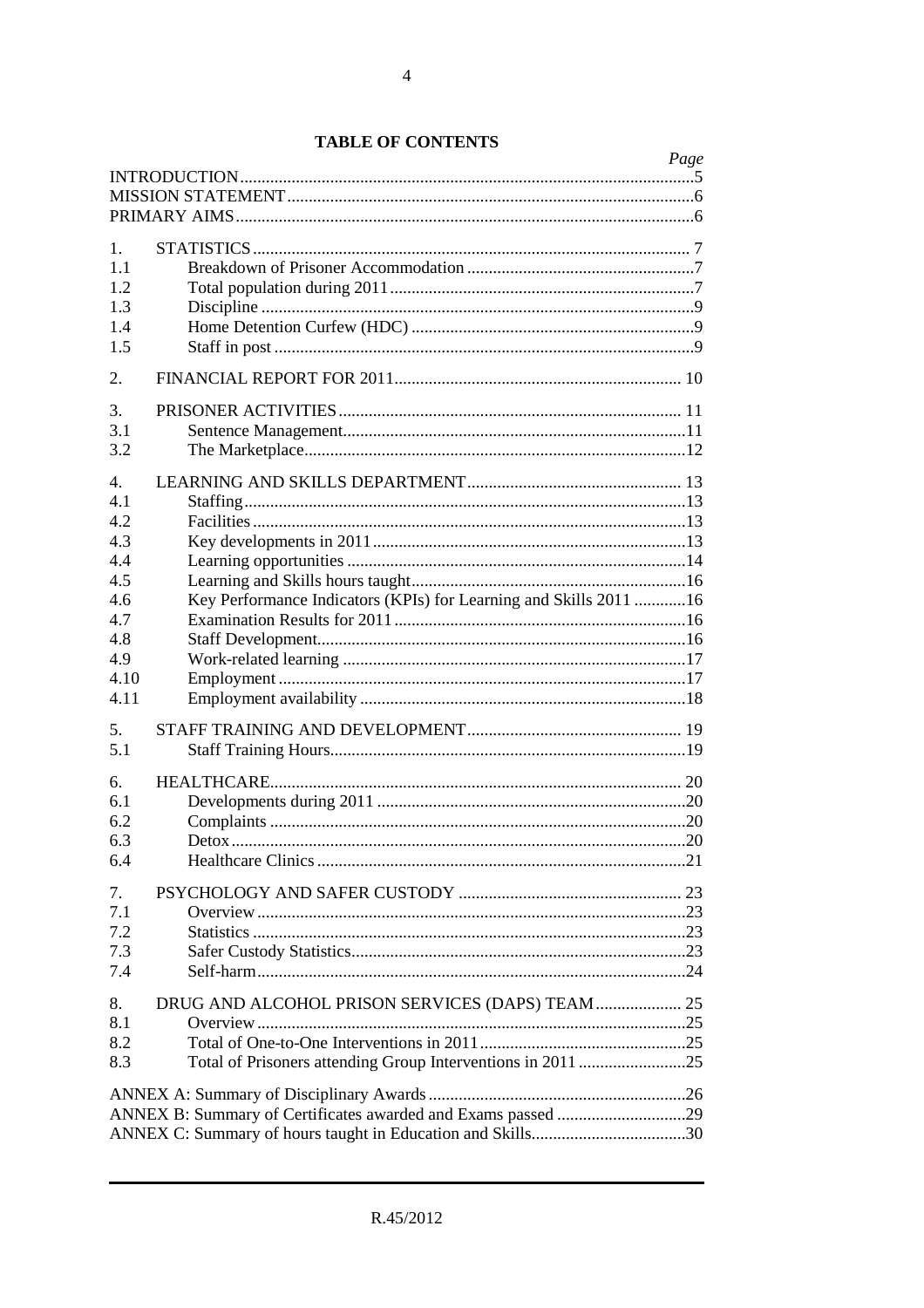**TABLE OF CONTENTS**

| | | Page |
|---|---|---|
| INTRODUCTION | | 5 |
| MISSION STATEMENT | | 6 |
| PRIMARY AIMS | | 6 |
| 1. | STATISTICS | 7 |
| 1.1 | Breakdown of Prisoner Accommodation | 7 |
| 1.2 | Total population during 2011 | 7 |
| 1.3 | Discipline | 9 |
| 1.4 | Home Detention Curfew (HDC) | 9 |
| 1.5 | Staff in post | 9 |
| 2. | FINANCIAL REPORT FOR 2011 | 10 |
| 3. | PRISONER ACTIVITIES | 11 |
| 3.1 | Sentence Management | 11 |
| 3.2 | The Marketplace | 12 |
| 4. | LEARNING AND SKILLS DEPARTMENT | 13 |
| 4.1 | Staffing | 13 |
| 4.2 | Facilities | 13 |
| 4.3 | Key developments in 2011 | 13 |
| 4.4 | Learning opportunities | 14 |
| 4.5 | Learning and Skills hours taught | 16 |
| 4.6 | Key Performance Indicators (KPIs) for Learning and Skills 2011 | 16 |
| 4.7 | Examination Results for 2011 | 16 |
| 4.8 | Staff Development | 16 |
| 4.9 | Work-related learning | 17 |
| 4.10 | Employment | 17 |
| 4.11 | Employment availability | 18 |
| 5. | STAFF TRAINING AND DEVELOPMENT | 19 |
| 5.1 | Staff Training Hours | 19 |
| 6. | HEALTHCARE | 20 |
| 6.1 | Developments during 2011 | 20 |
| 6.2 | Complaints | 20 |
| 6.3 | Detox | 20 |
| 6.4 | Healthcare Clinics | 21 |
| 7. | PSYCHOLOGY AND SAFER CUSTODY | 23 |
| 7.1 | Overview | 23 |
| 7.2 | Statistics | 23 |
| 7.3 | Safer Custody Statistics | 23 |
| 7.4 | Self-harm | 24 |
| 8. | DRUG AND ALCOHOL PRISON SERVICES (DAPS) TEAM | 25 |
| 8.1 | Overview | 25 |
| 8.2 | Total of One-to-One Interventions in 2011 | 25 |
| 8.3 | Total of Prisoners attending Group Interventions in 2011 | 25 |
| ANNEX A: Summary of Disciplinary Awards | | 26 |
| ANNEX B: Summary of Certificates awarded and Exams passed | | 29 |
| ANNEX C: Summary of hours taught in Education and Skills | | 30 |

R.45/2012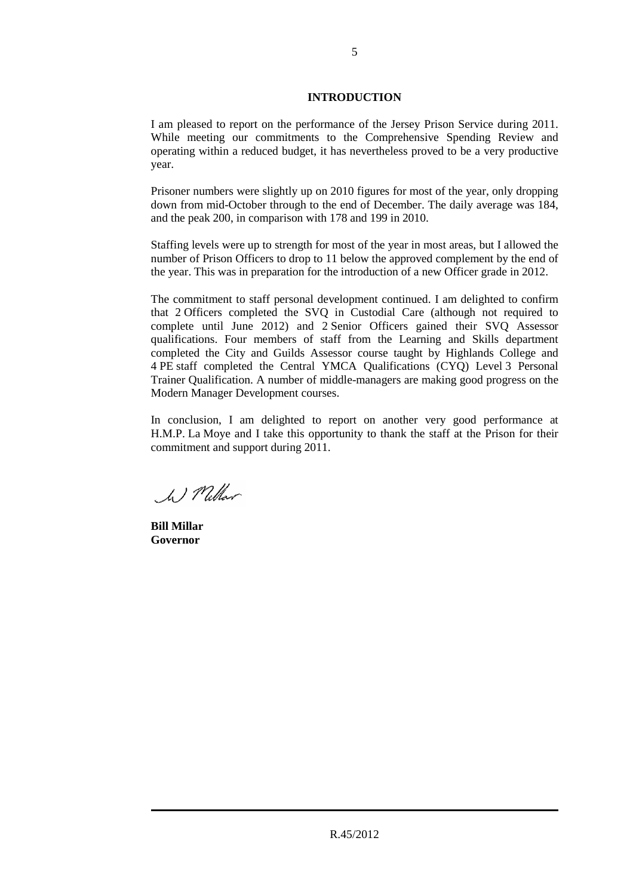## INTRODUCTION

I am pleased to report on the performance of the Jersey Prison Service during 2011. While meeting our commitments to the Comprehensive Spending Review and operating within a reduced budget, it has nevertheless proved to be a very productive year.

Prisoner numbers were slightly up on 2010 figures for most of the year, only dropping down from mid-October through to the end of December. The daily average was 184, and the peak 200, in comparison with 178 and 199 in 2010.

Staffing levels were up to strength for most of the year in most areas, but I allowed the number of Prison Officers to drop to 11 below the approved complement by the end of the year. This was in preparation for the introduction of a new Officer grade in 2012.

The commitment to staff personal development continued. I am delighted to confirm that 2 Officers completed the SVQ in Custodial Care (although not required to complete until June 2012) and 2 Senior Officers gained their SVQ Assessor qualifications. Four members of staff from the Learning and Skills department completed the City and Guilds Assessor course taught by Highlands College and 4 PE staff completed the Central YMCA Qualifications (CYQ) Level 3 Personal Trainer Qualification. A number of middle-managers are making good progress on the Modern Manager Development courses.

In conclusion, I am delighted to report on another very good performance at H.M.P. La Moye and I take this opportunity to thank the staff at the Prison for their commitment and support during 2011.

W Millar

**Bill Millar**
**Governor**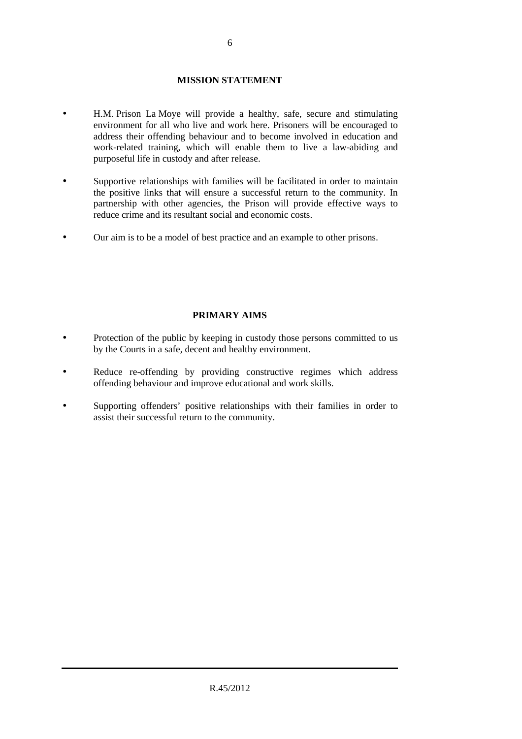## MISSION STATEMENT

- H.M. Prison La Moye will provide a healthy, safe, secure and stimulating environment for all who live and work here. Prisoners will be encouraged to address their offending behaviour and to become involved in education and work-related training, which will enable them to live a law-abiding and purposeful life in custody and after release.
- Supportive relationships with families will be facilitated in order to maintain the positive links that will ensure a successful return to the community. In partnership with other agencies, the Prison will provide effective ways to reduce crime and its resultant social and economic costs.
- Our aim is to be a model of best practice and an example to other prisons.

## PRIMARY AIMS

- Protection of the public by keeping in custody those persons committed to us by the Courts in a safe, decent and healthy environment.
- Reduce re-offending by providing constructive regimes which address offending behaviour and improve educational and work skills.
- Supporting offenders' positive relationships with their families in order to assist their successful return to the community.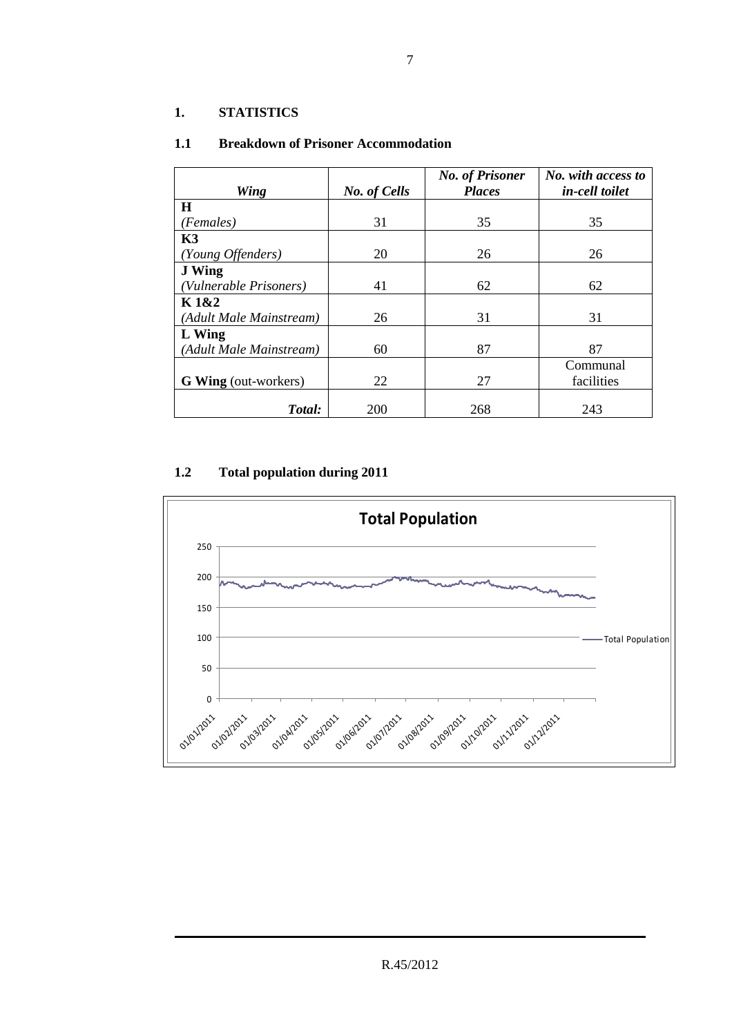## 1. STATISTICS

### 1.1 Breakdown of Prisoner Accommodation

| *Wing* | *No. of Cells* | *No. of Prisoner Places* | *No. with access to in-cell toilet* |
|---|---|---|---|
| **H** *(Females)* | 31 | 35 | 35 |
| **K3** *(Young Offenders)* | 20 | 26 | 26 |
| **J Wing** *(Vulnerable Prisoners)* | 41 | 62 | 62 |
| **K 1&2** *(Adult Male Mainstream)* | 26 | 31 | 31 |
| **L Wing** *(Adult Male Mainstream)* | 60 | 87 | 87 |
| **G Wing** (out-workers) | 22 | 27 | Communal facilities |
| ***Total:*** | 200 | 268 | 243 |

### 1.2 Total population during 2011

**Total Population**

(Line chart: Total Population, y-axis 0–250; x-axis 01/01/2011 to 01/12/2011. Population ranges roughly between 165 and 200 over the year, peaking around July and declining to about 165 by the end of December.)

R.45/2012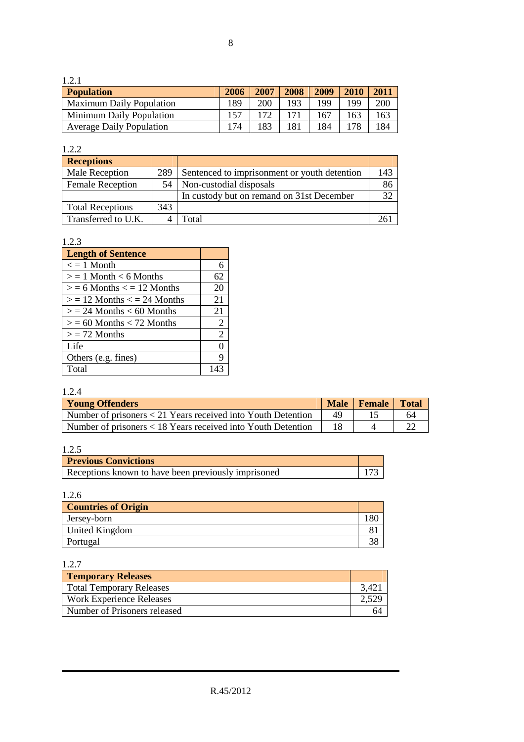1.2.1

| Population | 2006 | 2007 | 2008 | 2009 | 2010 | 2011 |
|---|---|---|---|---|---|---|
| Maximum Daily Population | 189 | 200 | 193 | 199 | 199 | 200 |
| Minimum Daily Population | 157 | 172 | 171 | 167 | 163 | 163 |
| Average Daily Population | 174 | 183 | 181 | 184 | 178 | 184 |

1.2.2

| Receptions | | | |
|---|---|---|---|
| Male Reception | 289 | Sentenced to imprisonment or youth detention | 143 |
| Female Reception | 54 | Non-custodial disposals | 86 |
| | | In custody but on remand on 31st December | 32 |
| Total Receptions | 343 | | |
| Transferred to U.K. | 4 | Total | 261 |

1.2.3

| Length of Sentence | |
|---|---|
| < = 1 Month | 6 |
| > = 1 Month < 6 Months | 62 |
| > = 6 Months < = 12 Months | 20 |
| > = 12 Months < = 24 Months | 21 |
| > = 24 Months < 60 Months | 21 |
| > = 60 Months < 72 Months | 2 |
| > = 72 Months | 2 |
| Life | 0 |
| Others (e.g. fines) | 9 |
| Total | 143 |

1.2.4

| Young Offenders | Male | Female | Total |
|---|---|---|---|
| Number of prisoners < 21 Years received into Youth Detention | 49 | 15 | 64 |
| Number of prisoners < 18 Years received into Youth Detention | 18 | 4 | 22 |

1.2.5

| Previous Convictions | |
|---|---|
| Receptions known to have been previously imprisoned | 173 |

1.2.6

| Countries of Origin | |
|---|---|
| Jersey-born | 180 |
| United Kingdom | 81 |
| Portugal | 38 |

1.2.7

| Temporary Releases | |
|---|---|
| Total Temporary Releases | 3,421 |
| Work Experience Releases | 2,529 |
| Number of Prisoners released | 64 |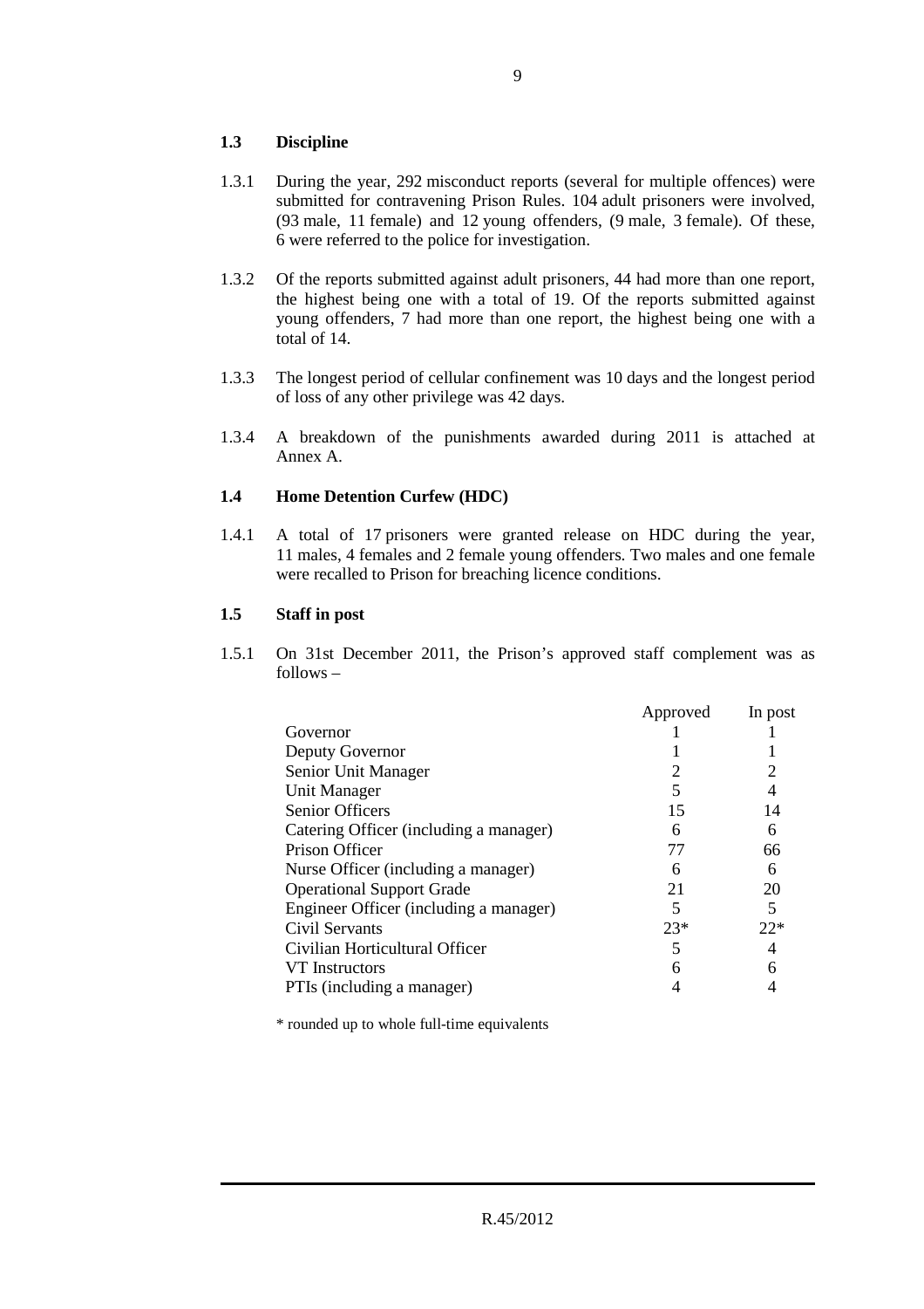### 1.3 Discipline

1.3.1 During the year, 292 misconduct reports (several for multiple offences) were submitted for contravening Prison Rules. 104 adult prisoners were involved, (93 male, 11 female) and 12 young offenders, (9 male, 3 female). Of these, 6 were referred to the police for investigation.

1.3.2 Of the reports submitted against adult prisoners, 44 had more than one report, the highest being one with a total of 19. Of the reports submitted against young offenders, 7 had more than one report, the highest being one with a total of 14.

1.3.3 The longest period of cellular confinement was 10 days and the longest period of loss of any other privilege was 42 days.

1.3.4 A breakdown of the punishments awarded during 2011 is attached at Annex A.

### 1.4 Home Detention Curfew (HDC)

1.4.1 A total of 17 prisoners were granted release on HDC during the year, 11 males, 4 females and 2 female young offenders. Two males and one female were recalled to Prison for breaching licence conditions.

### 1.5 Staff in post

1.5.1 On 31st December 2011, the Prison's approved staff complement was as follows –

| | Approved | In post |
|---|---|---|
| Governor | 1 | 1 |
| Deputy Governor | 1 | 1 |
| Senior Unit Manager | 2 | 2 |
| Unit Manager | 5 | 4 |
| Senior Officers | 15 | 14 |
| Catering Officer (including a manager) | 6 | 6 |
| Prison Officer | 77 | 66 |
| Nurse Officer (including a manager) | 6 | 6 |
| Operational Support Grade | 21 | 20 |
| Engineer Officer (including a manager) | 5 | 5 |
| Civil Servants | 23* | 22* |
| Civilian Horticultural Officer | 5 | 4 |
| VT Instructors | 6 | 6 |
| PTIs (including a manager) | 4 | 4 |

\* rounded up to whole full-time equivalents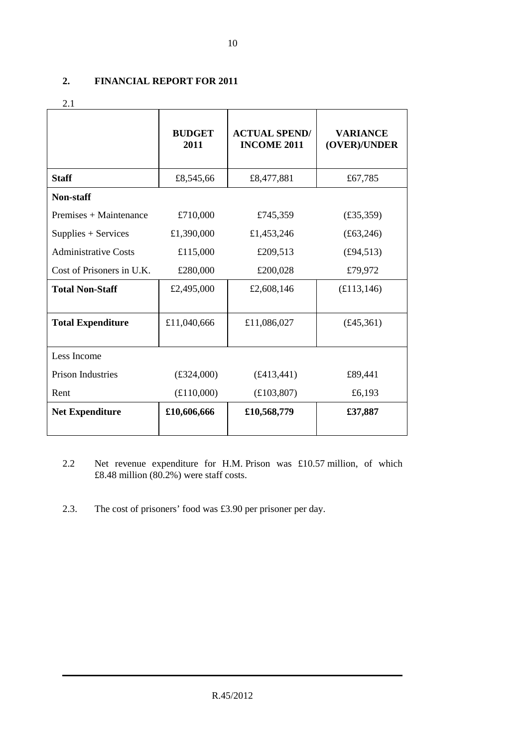## 2. FINANCIAL REPORT FOR 2011

2.1

| | BUDGET 2011 | ACTUAL SPEND/ INCOME 2011 | VARIANCE (OVER)/UNDER |
|---|---|---|---|
| **Staff** | £8,545,66 | £8,477,881 | £67,785 |
| **Non-staff** | | | |
| Premises + Maintenance | £710,000 | £745,359 | (£35,359) |
| Supplies + Services | £1,390,000 | £1,453,246 | (£63,246) |
| Administrative Costs | £115,000 | £209,513 | (£94,513) |
| Cost of Prisoners in U.K. | £280,000 | £200,028 | £79,972 |
| **Total Non-Staff** | £2,495,000 | £2,608,146 | (£113,146) |
| **Total Expenditure** | £11,040,666 | £11,086,027 | (£45,361) |
| Less Income | | | |
| Prison Industries | (£324,000) | (£413,441) | £89,441 |
| Rent | (£110,000) | (£103,807) | £6,193 |
| **Net Expenditure** | **£10,606,666** | **£10,568,779** | **£37,887** |

2.2 Net revenue expenditure for H.M. Prison was £10.57 million, of which £8.48 million (80.2%) were staff costs.

2.3. The cost of prisoners' food was £3.90 per prisoner per day.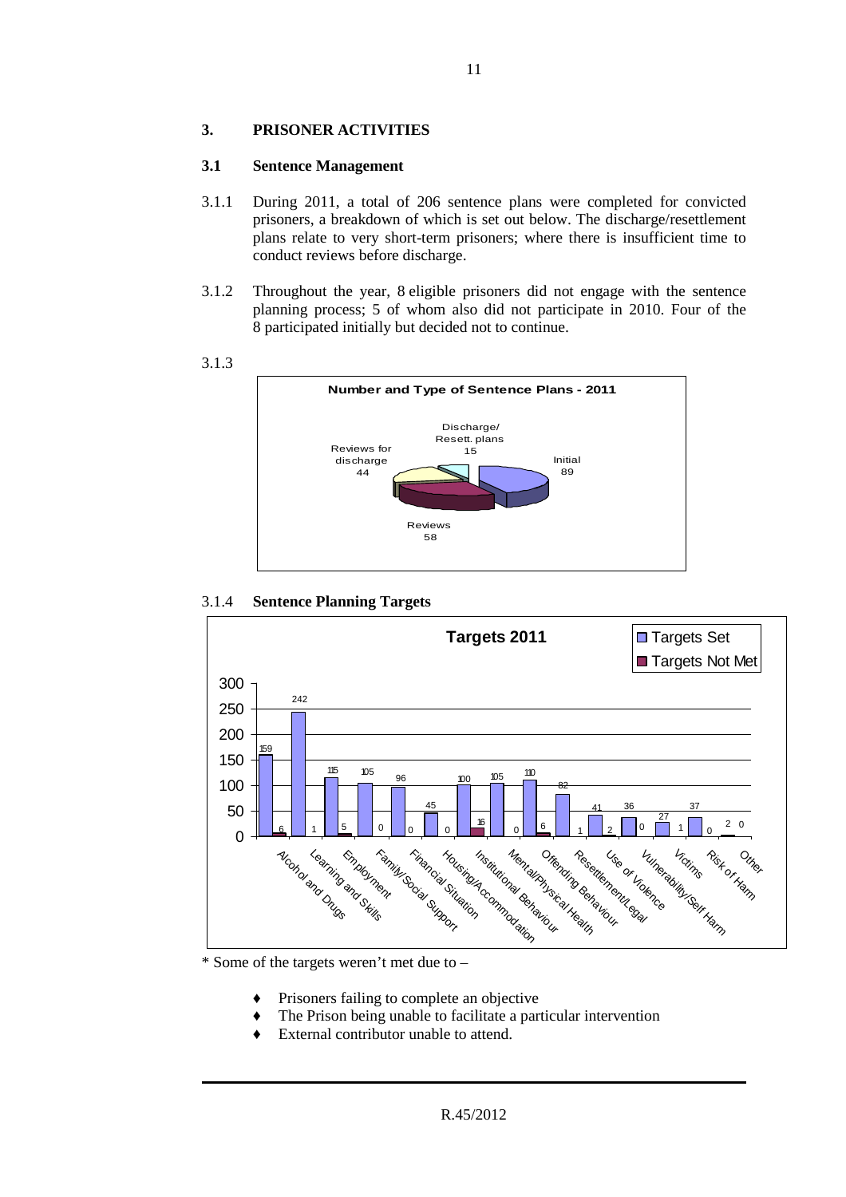## 3. PRISONER ACTIVITIES

### 3.1 Sentence Management

3.1.1 During 2011, a total of 206 sentence plans were completed for convicted prisoners, a breakdown of which is set out below. The discharge/resettlement plans relate to very short-term prisoners; where there is insufficient time to conduct reviews before discharge.

3.1.2 Throughout the year, 8 eligible prisoners did not engage with the sentence planning process; 5 of whom also did not participate in 2010. Four of the 8 participated initially but decided not to continue.

3.1.3

**Number and Type of Sentence Plans - 2011**

| Type | Number |
|---|---|
| Initial | 89 |
| Reviews | 58 |
| Reviews for discharge | 44 |
| Discharge/ Resett. plans | 15 |

3.1.4 **Sentence Planning Targets**

**Targets 2011**

| Target | Targets Set | Targets Not Met |
|---|---|---|
| Alcohol and Drugs | 159 | 6 |
| Learning and Skills | 242 | 1 |
| Employment | 115 | 5 |
| Family/Social Support | 105 | 0 |
| Financial Situation | 96 | 0 |
| Housing/Accommodation | 45 | 0 |
| Institutional Behaviour | 100 | 16 |
| Mental/Physical Health | 105 | 0 |
| Offending Behaviour | 110 | 6 |
| Resettlement/Legal | 82 | 1 |
| Use of Violence | 41 | 2 |
| Vulnerability/Self Harm | 36 | 0 |
| Victims | 27 | 1 |
| Risk of Harm | 37 | 0 |
| Other | 2 | 0 |

* Some of the targets weren't met due to –

- Prisoners failing to complete an objective
- The Prison being unable to facilitate a particular intervention
- External contributor unable to attend.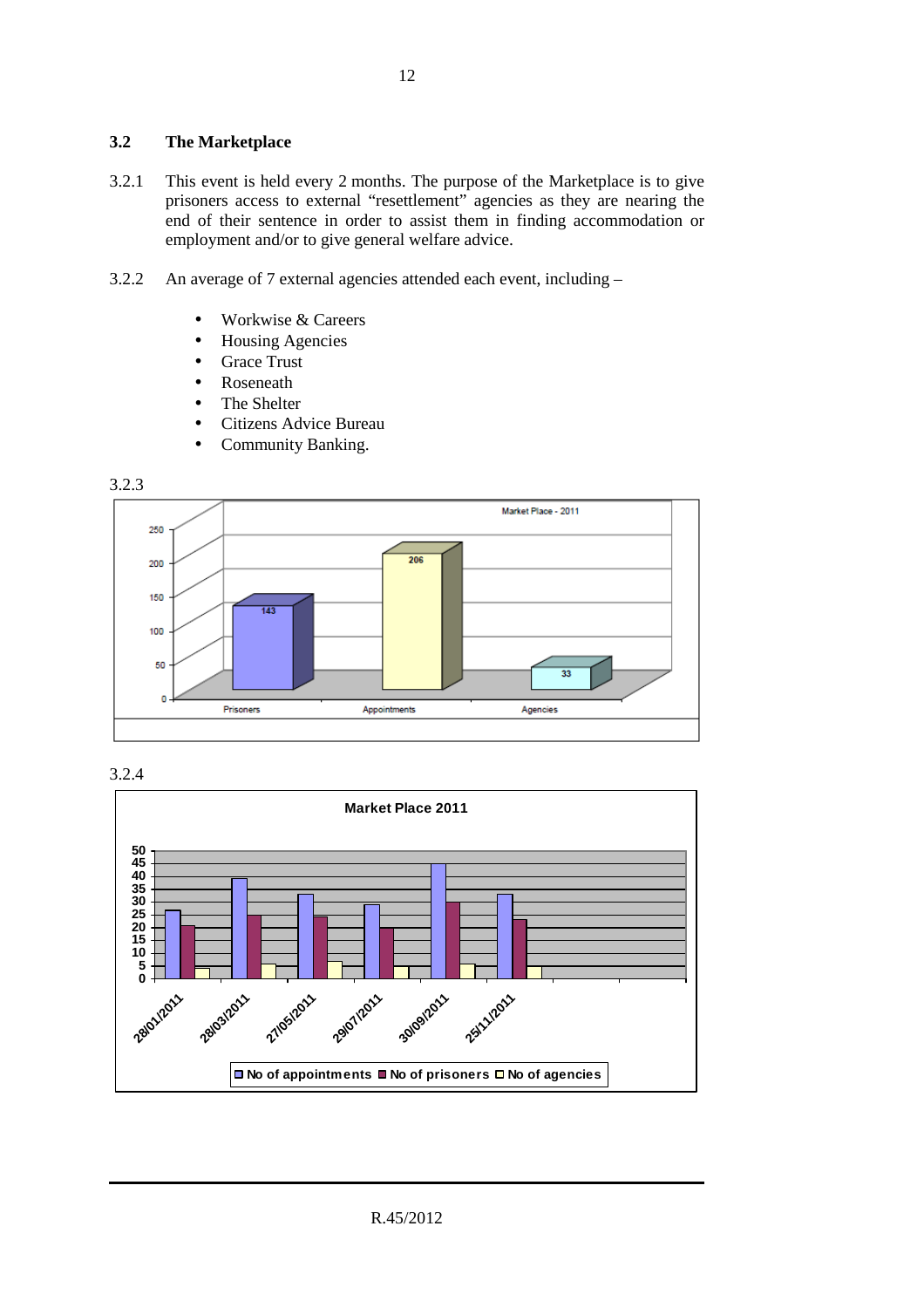### 3.2 The Marketplace

3.2.1 This event is held every 2 months. The purpose of the Marketplace is to give prisoners access to external "resettlement" agencies as they are nearing the end of their sentence in order to assist them in finding accommodation or employment and/or to give general welfare advice.

3.2.2 An average of 7 external agencies attended each event, including –

- Workwise & Careers
- Housing Agencies
- Grace Trust
- Roseneath
- The Shelter
- Citizens Advice Bureau
- Community Banking.

3.2.3

Market Place - 2011

| Prisoners | Appointments | Agencies |
|---|---|---|
| 143 | 206 | 33 |

3.2.4

Market Place 2011

| Date | No of appointments | No of prisoners | No of agencies |
|---|---|---|---|
| 28/01/2011 | 26 | 20 | 4 |
| 28/03/2011 | 39 | 24 | 6 |
| 27/05/2011 | 33 | 24 | 7 |
| 29/07/2011 | 29 | 20 | 5 |
| 30/09/2011 | 45 | 30 | 6 |
| 25/11/2011 | 33 | 23 | 5 |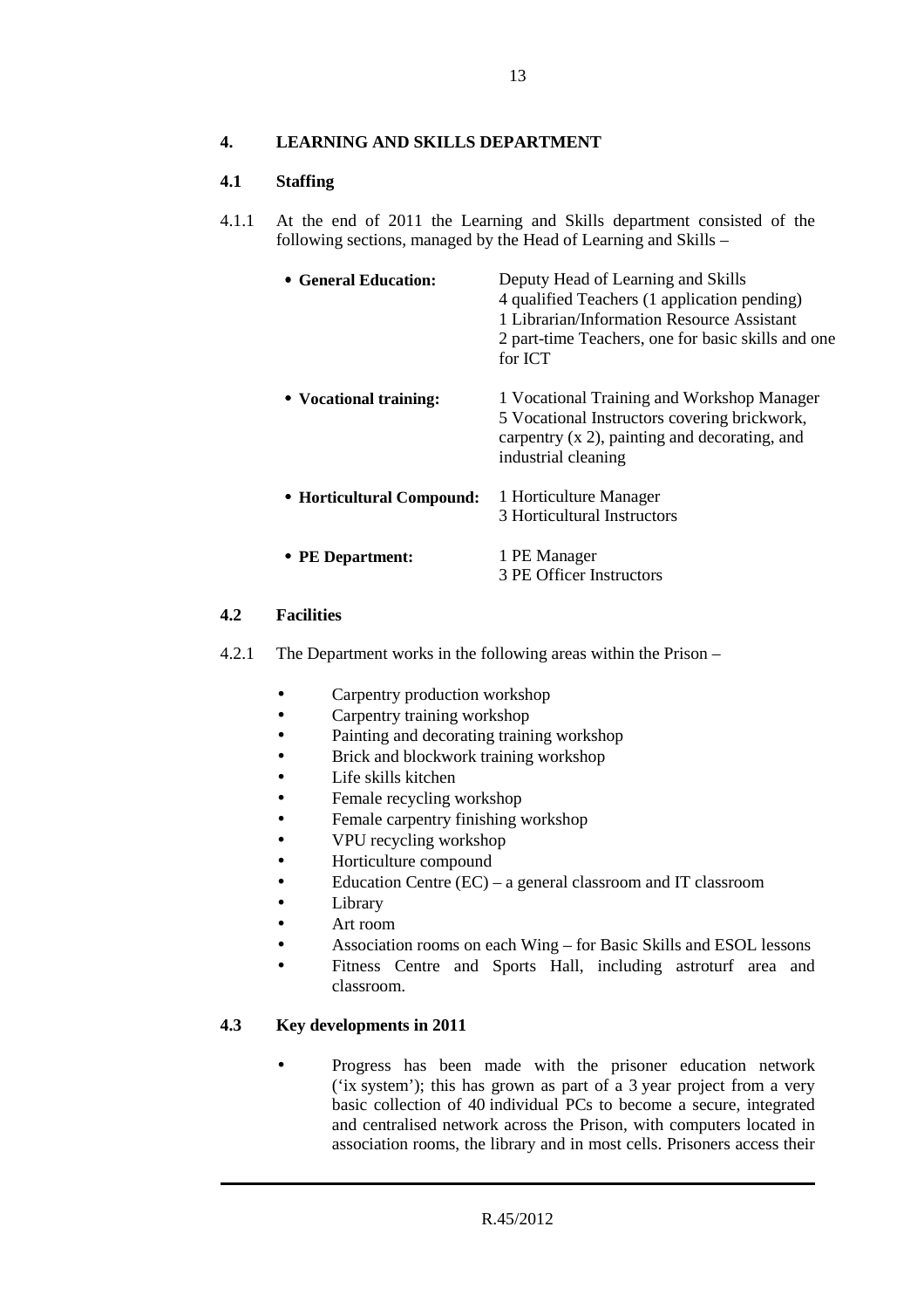## 4. LEARNING AND SKILLS DEPARTMENT

### 4.1 Staffing

4.1.1 At the end of 2011 the Learning and Skills department consisted of the following sections, managed by the Head of Learning and Skills –

- **General Education:** Deputy Head of Learning and Skills
  4 qualified Teachers (1 application pending)
  1 Librarian/Information Resource Assistant
  2 part-time Teachers, one for basic skills and one for ICT
- **Vocational training:** 1 Vocational Training and Workshop Manager
  5 Vocational Instructors covering brickwork, carpentry (x 2), painting and decorating, and industrial cleaning
- **Horticultural Compound:** 1 Horticulture Manager
  3 Horticultural Instructors
- **PE Department:** 1 PE Manager
  3 PE Officer Instructors

### 4.2 Facilities

4.2.1 The Department works in the following areas within the Prison –

- Carpentry production workshop
- Carpentry training workshop
- Painting and decorating training workshop
- Brick and blockwork training workshop
- Life skills kitchen
- Female recycling workshop
- Female carpentry finishing workshop
- VPU recycling workshop
- Horticulture compound
- Education Centre (EC) – a general classroom and IT classroom
- Library
- Art room
- Association rooms on each Wing – for Basic Skills and ESOL lessons
- Fitness Centre and Sports Hall, including astroturf area and classroom.

### 4.3 Key developments in 2011

- Progress has been made with the prisoner education network ('ix system'); this has grown as part of a 3 year project from a very basic collection of 40 individual PCs to become a secure, integrated and centralised network across the Prison, with computers located in association rooms, the library and in most cells. Prisoners access their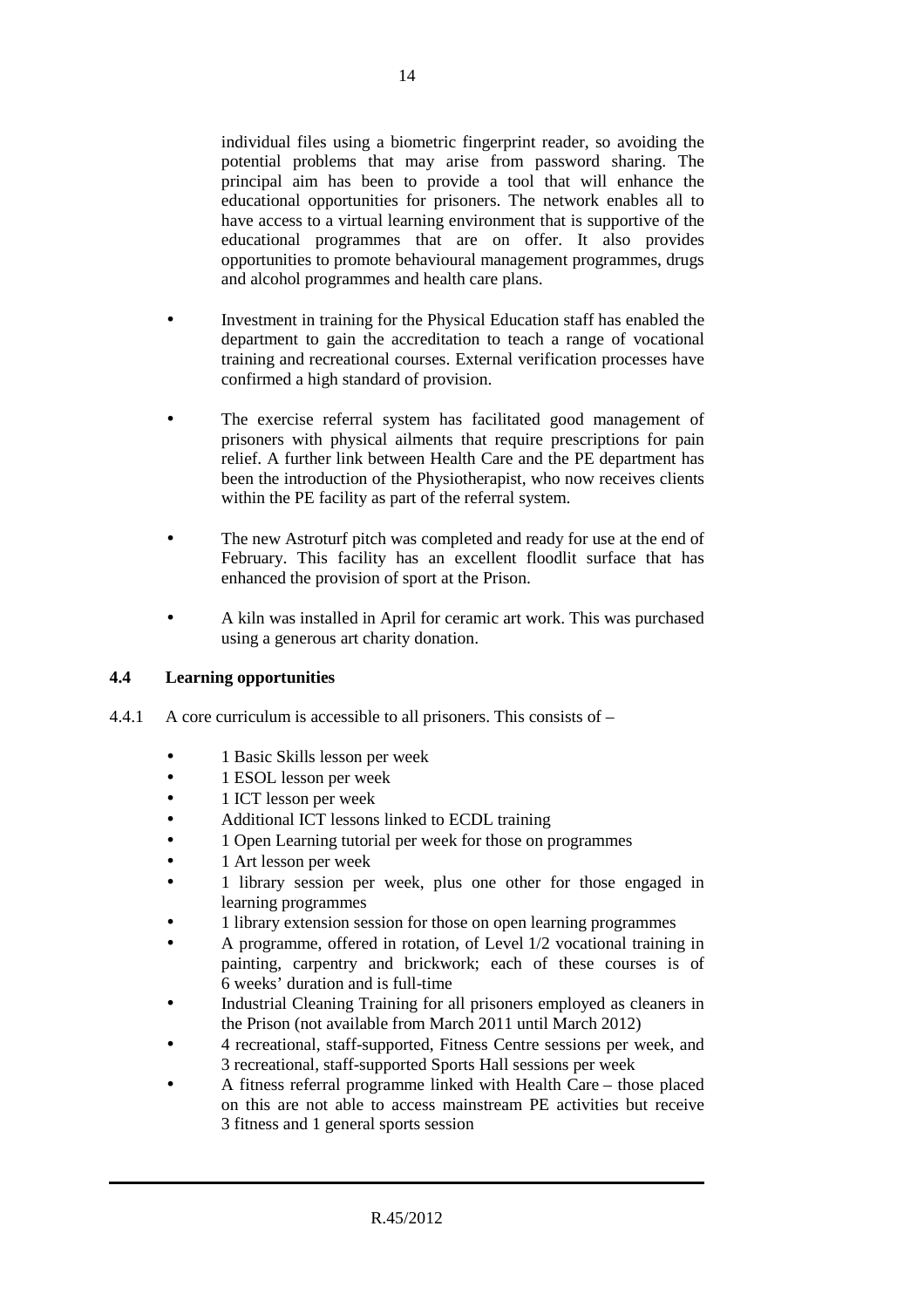individual files using a biometric fingerprint reader, so avoiding the potential problems that may arise from password sharing. The principal aim has been to provide a tool that will enhance the educational opportunities for prisoners. The network enables all to have access to a virtual learning environment that is supportive of the educational programmes that are on offer. It also provides opportunities to promote behavioural management programmes, drugs and alcohol programmes and health care plans.

- Investment in training for the Physical Education staff has enabled the department to gain the accreditation to teach a range of vocational training and recreational courses. External verification processes have confirmed a high standard of provision.

- The exercise referral system has facilitated good management of prisoners with physical ailments that require prescriptions for pain relief. A further link between Health Care and the PE department has been the introduction of the Physiotherapist, who now receives clients within the PE facility as part of the referral system.

- The new Astroturf pitch was completed and ready for use at the end of February. This facility has an excellent floodlit surface that has enhanced the provision of sport at the Prison.

- A kiln was installed in April for ceramic art work. This was purchased using a generous art charity donation.

### 4.4 Learning opportunities

4.4.1 A core curriculum is accessible to all prisoners. This consists of –

- 1 Basic Skills lesson per week
- 1 ESOL lesson per week
- 1 ICT lesson per week
- Additional ICT lessons linked to ECDL training
- 1 Open Learning tutorial per week for those on programmes
- 1 Art lesson per week
- 1 library session per week, plus one other for those engaged in learning programmes
- 1 library extension session for those on open learning programmes
- A programme, offered in rotation, of Level 1/2 vocational training in painting, carpentry and brickwork; each of these courses is of 6 weeks' duration and is full-time
- Industrial Cleaning Training for all prisoners employed as cleaners in the Prison (not available from March 2011 until March 2012)
- 4 recreational, staff-supported, Fitness Centre sessions per week, and 3 recreational, staff-supported Sports Hall sessions per week
- A fitness referral programme linked with Health Care – those placed on this are not able to access mainstream PE activities but receive 3 fitness and 1 general sports session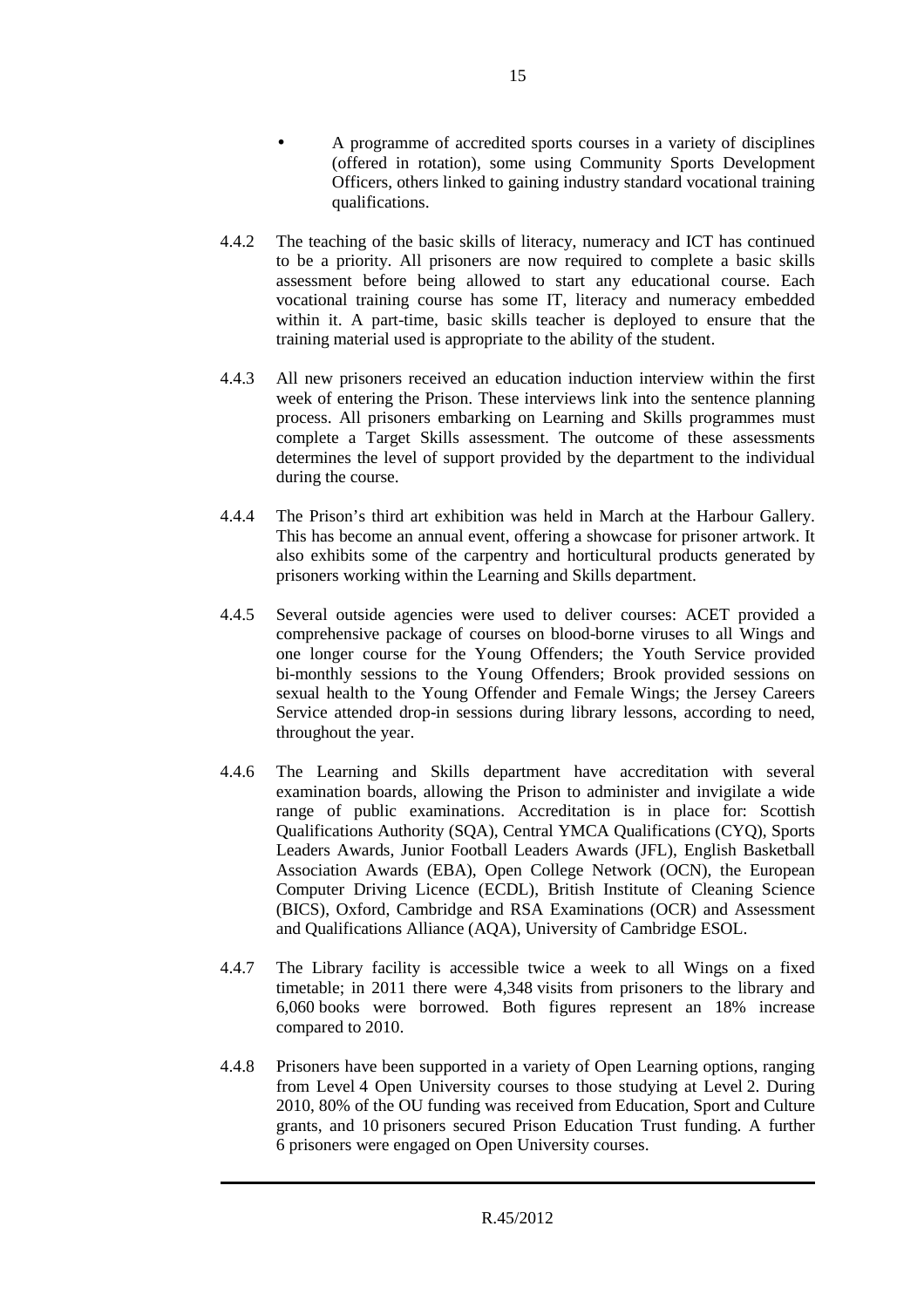- A programme of accredited sports courses in a variety of disciplines (offered in rotation), some using Community Sports Development Officers, others linked to gaining industry standard vocational training qualifications.

4.4.2 The teaching of the basic skills of literacy, numeracy and ICT has continued to be a priority. All prisoners are now required to complete a basic skills assessment before being allowed to start any educational course. Each vocational training course has some IT, literacy and numeracy embedded within it. A part-time, basic skills teacher is deployed to ensure that the training material used is appropriate to the ability of the student.

4.4.3 All new prisoners received an education induction interview within the first week of entering the Prison. These interviews link into the sentence planning process. All prisoners embarking on Learning and Skills programmes must complete a Target Skills assessment. The outcome of these assessments determines the level of support provided by the department to the individual during the course.

4.4.4 The Prison's third art exhibition was held in March at the Harbour Gallery. This has become an annual event, offering a showcase for prisoner artwork. It also exhibits some of the carpentry and horticultural products generated by prisoners working within the Learning and Skills department.

4.4.5 Several outside agencies were used to deliver courses: ACET provided a comprehensive package of courses on blood-borne viruses to all Wings and one longer course for the Young Offenders; the Youth Service provided bi-monthly sessions to the Young Offenders; Brook provided sessions on sexual health to the Young Offender and Female Wings; the Jersey Careers Service attended drop-in sessions during library lessons, according to need, throughout the year.

4.4.6 The Learning and Skills department have accreditation with several examination boards, allowing the Prison to administer and invigilate a wide range of public examinations. Accreditation is in place for: Scottish Qualifications Authority (SQA), Central YMCA Qualifications (CYQ), Sports Leaders Awards, Junior Football Leaders Awards (JFL), English Basketball Association Awards (EBA), Open College Network (OCN), the European Computer Driving Licence (ECDL), British Institute of Cleaning Science (BICS), Oxford, Cambridge and RSA Examinations (OCR) and Assessment and Qualifications Alliance (AQA), University of Cambridge ESOL.

4.4.7 The Library facility is accessible twice a week to all Wings on a fixed timetable; in 2011 there were 4,348 visits from prisoners to the library and 6,060 books were borrowed. Both figures represent an 18% increase compared to 2010.

4.4.8 Prisoners have been supported in a variety of Open Learning options, ranging from Level 4 Open University courses to those studying at Level 2. During 2010, 80% of the OU funding was received from Education, Sport and Culture grants, and 10 prisoners secured Prison Education Trust funding. A further 6 prisoners were engaged on Open University courses.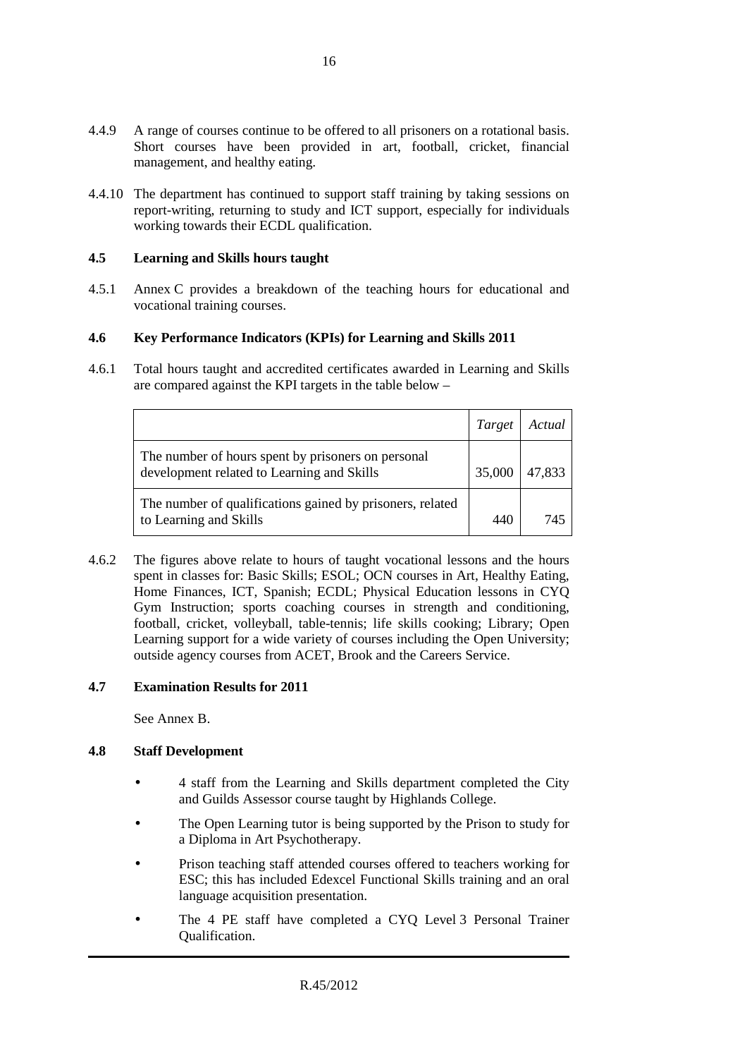4.4.9 A range of courses continue to be offered to all prisoners on a rotational basis. Short courses have been provided in art, football, cricket, financial management, and healthy eating.

4.4.10 The department has continued to support staff training by taking sessions on report-writing, returning to study and ICT support, especially for individuals working towards their ECDL qualification.

### 4.5 Learning and Skills hours taught

4.5.1 Annex C provides a breakdown of the teaching hours for educational and vocational training courses.

### 4.6 Key Performance Indicators (KPIs) for Learning and Skills 2011

4.6.1 Total hours taught and accredited certificates awarded in Learning and Skills are compared against the KPI targets in the table below –

| | *Target* | *Actual* |
|---|---|---|
| The number of hours spent by prisoners on personal development related to Learning and Skills | 35,000 | 47,833 |
| The number of qualifications gained by prisoners, related to Learning and Skills | 440 | 745 |

4.6.2 The figures above relate to hours of taught vocational lessons and the hours spent in classes for: Basic Skills; ESOL; OCN courses in Art, Healthy Eating, Home Finances, ICT, Spanish; ECDL; Physical Education lessons in CYQ Gym Instruction; sports coaching courses in strength and conditioning, football, cricket, volleyball, table-tennis; life skills cooking; Library; Open Learning support for a wide variety of courses including the Open University; outside agency courses from ACET, Brook and the Careers Service.

### 4.7 Examination Results for 2011

See Annex B.

### 4.8 Staff Development

- 4 staff from the Learning and Skills department completed the City and Guilds Assessor course taught by Highlands College.
- The Open Learning tutor is being supported by the Prison to study for a Diploma in Art Psychotherapy.
- Prison teaching staff attended courses offered to teachers working for ESC; this has included Edexcel Functional Skills training and an oral language acquisition presentation.
- The 4 PE staff have completed a CYQ Level 3 Personal Trainer Qualification.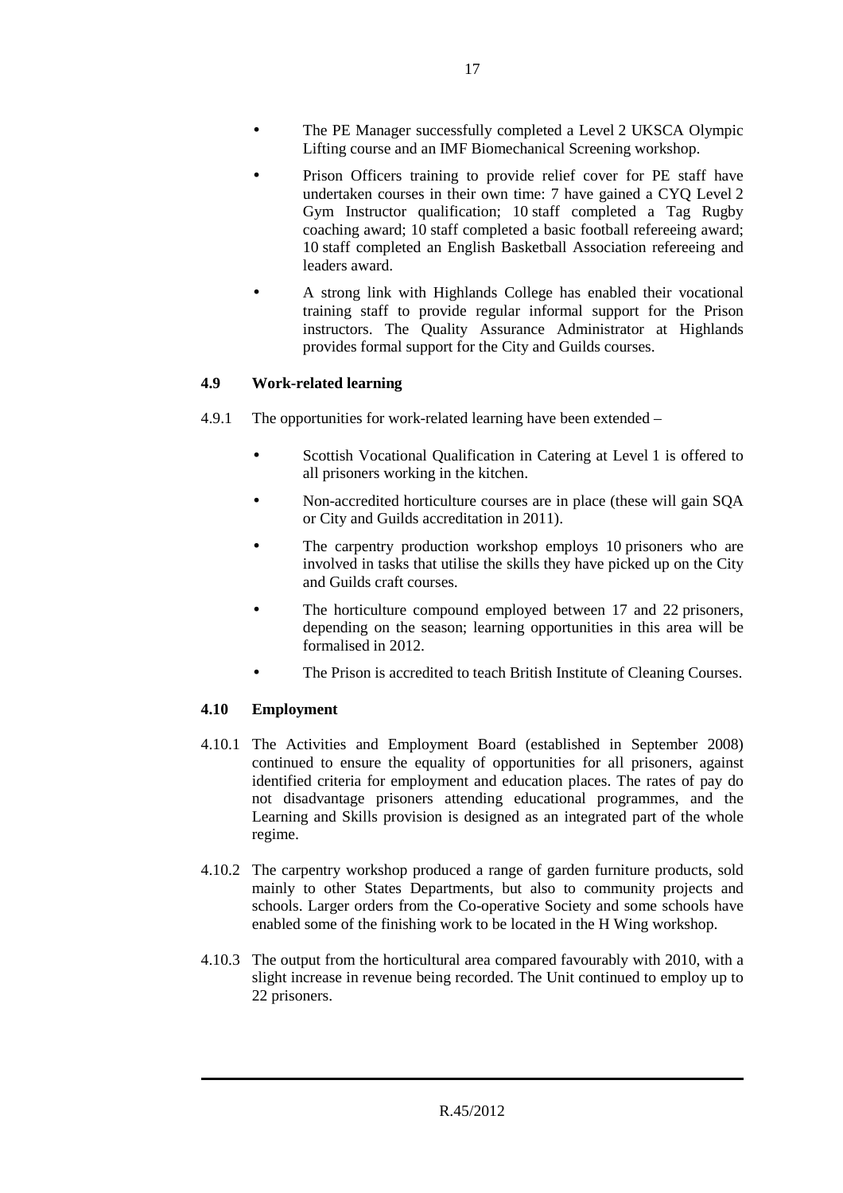- The PE Manager successfully completed a Level 2 UKSCA Olympic Lifting course and an IMF Biomechanical Screening workshop.
- Prison Officers training to provide relief cover for PE staff have undertaken courses in their own time: 7 have gained a CYQ Level 2 Gym Instructor qualification; 10 staff completed a Tag Rugby coaching award; 10 staff completed a basic football refereeing award; 10 staff completed an English Basketball Association refereeing and leaders award.
- A strong link with Highlands College has enabled their vocational training staff to provide regular informal support for the Prison instructors. The Quality Assurance Administrator at Highlands provides formal support for the City and Guilds courses.

### 4.9 Work-related learning

4.9.1 The opportunities for work-related learning have been extended –

- Scottish Vocational Qualification in Catering at Level 1 is offered to all prisoners working in the kitchen.
- Non-accredited horticulture courses are in place (these will gain SQA or City and Guilds accreditation in 2011).
- The carpentry production workshop employs 10 prisoners who are involved in tasks that utilise the skills they have picked up on the City and Guilds craft courses.
- The horticulture compound employed between 17 and 22 prisoners, depending on the season; learning opportunities in this area will be formalised in 2012.
- The Prison is accredited to teach British Institute of Cleaning Courses.

### 4.10 Employment

4.10.1 The Activities and Employment Board (established in September 2008) continued to ensure the equality of opportunities for all prisoners, against identified criteria for employment and education places. The rates of pay do not disadvantage prisoners attending educational programmes, and the Learning and Skills provision is designed as an integrated part of the whole regime.

4.10.2 The carpentry workshop produced a range of garden furniture products, sold mainly to other States Departments, but also to community projects and schools. Larger orders from the Co-operative Society and some schools have enabled some of the finishing work to be located in the H Wing workshop.

4.10.3 The output from the horticultural area compared favourably with 2010, with a slight increase in revenue being recorded. The Unit continued to employ up to 22 prisoners.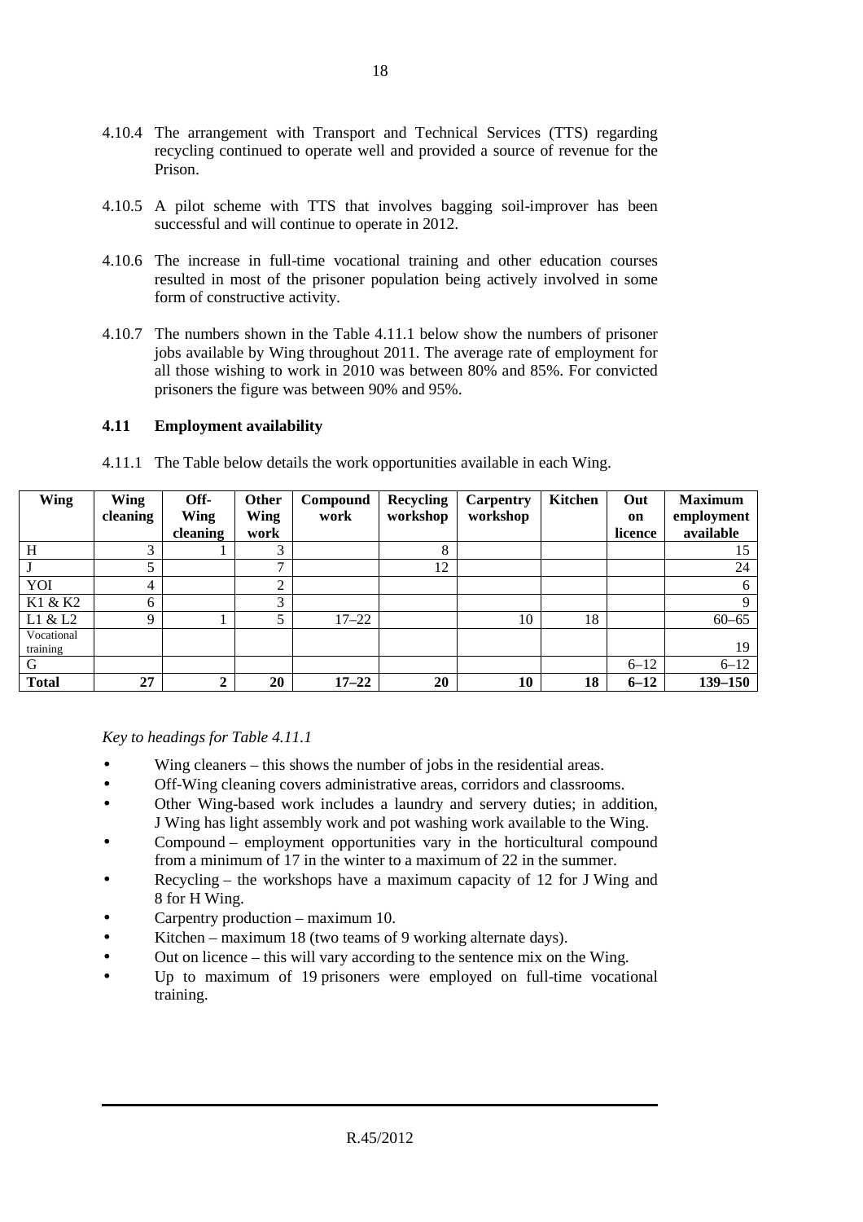4.10.4 The arrangement with Transport and Technical Services (TTS) regarding recycling continued to operate well and provided a source of revenue for the Prison.

4.10.5 A pilot scheme with TTS that involves bagging soil-improver has been successful and will continue to operate in 2012.

4.10.6 The increase in full-time vocational training and other education courses resulted in most of the prisoner population being actively involved in some form of constructive activity.

4.10.7 The numbers shown in the Table 4.11.1 below show the numbers of prisoner jobs available by Wing throughout 2011. The average rate of employment for all those wishing to work in 2010 was between 80% and 85%. For convicted prisoners the figure was between 90% and 95%.

### 4.11 Employment availability

4.11.1 The Table below details the work opportunities available in each Wing.

| Wing | Wing cleaning | Off-Wing cleaning | Other Wing work | Compound work | Recycling workshop | Carpentry workshop | Kitchen | Out on licence | Maximum employment available |
|---|---|---|---|---|---|---|---|---|---|
| H | 3 | 1 | 3 | | 8 | | | | 15 |
| J | 5 | | 7 | | 12 | | | | 24 |
| YOI | 4 | | 2 | | | | | | 6 |
| K1 & K2 | 6 | | 3 | | | | | | 9 |
| L1 & L2 | 9 | 1 | 5 | 17–22 | | 10 | 18 | | 60–65 |
| Vocational training | | | | | | | | | 19 |
| G | | | | | | | | 6–12 | 6–12 |
| **Total** | **27** | **2** | **20** | **17–22** | **20** | **10** | **18** | **6–12** | **139–150** |

*Key to headings for Table 4.11.1*

- Wing cleaners – this shows the number of jobs in the residential areas.
- Off-Wing cleaning covers administrative areas, corridors and classrooms.
- Other Wing-based work includes a laundry and servery duties; in addition, J Wing has light assembly work and pot washing work available to the Wing.
- Compound – employment opportunities vary in the horticultural compound from a minimum of 17 in the winter to a maximum of 22 in the summer.
- Recycling – the workshops have a maximum capacity of 12 for J Wing and 8 for H Wing.
- Carpentry production – maximum 10.
- Kitchen – maximum 18 (two teams of 9 working alternate days).
- Out on licence – this will vary according to the sentence mix on the Wing.
- Up to maximum of 19 prisoners were employed on full-time vocational training.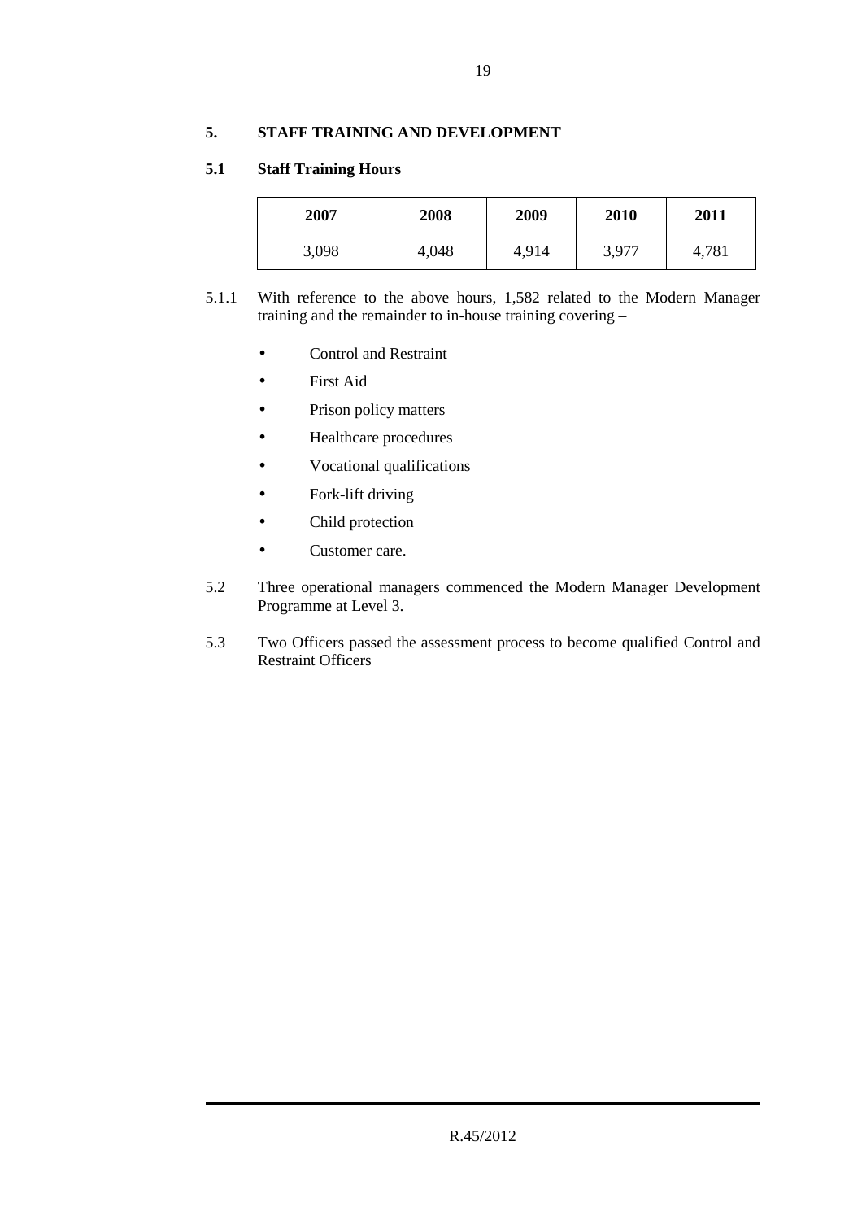## 5. STAFF TRAINING AND DEVELOPMENT

### 5.1 Staff Training Hours

| 2007 | 2008 | 2009 | 2010 | 2011 |
|---|---|---|---|---|
| 3,098 | 4,048 | 4,914 | 3,977 | 4,781 |

5.1.1 With reference to the above hours, 1,582 related to the Modern Manager training and the remainder to in-house training covering –

- Control and Restraint
- First Aid
- Prison policy matters
- Healthcare procedures
- Vocational qualifications
- Fork-lift driving
- Child protection
- Customer care.

5.2 Three operational managers commenced the Modern Manager Development Programme at Level 3.

5.3 Two Officers passed the assessment process to become qualified Control and Restraint Officers

R.45/2012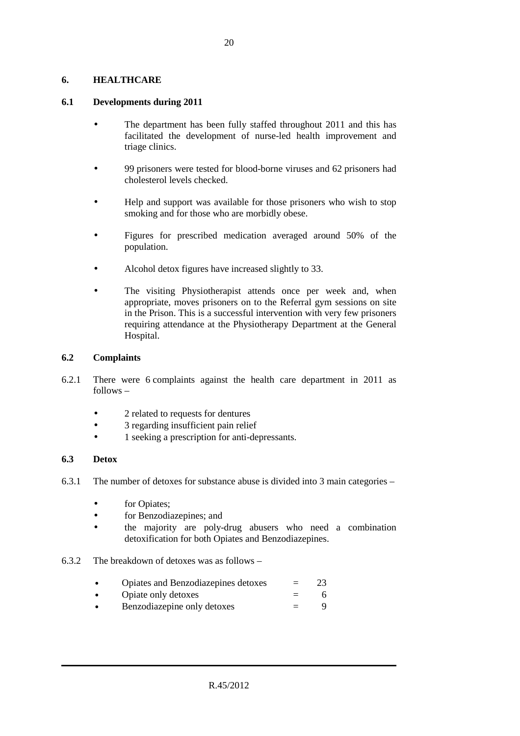## 6. HEALTHCARE

### 6.1 Developments during 2011

- The department has been fully staffed throughout 2011 and this has facilitated the development of nurse-led health improvement and triage clinics.
- 99 prisoners were tested for blood-borne viruses and 62 prisoners had cholesterol levels checked.
- Help and support was available for those prisoners who wish to stop smoking and for those who are morbidly obese.
- Figures for prescribed medication averaged around 50% of the population.
- Alcohol detox figures have increased slightly to 33.
- The visiting Physiotherapist attends once per week and, when appropriate, moves prisoners on to the Referral gym sessions on site in the Prison. This is a successful intervention with very few prisoners requiring attendance at the Physiotherapy Department at the General Hospital.

### 6.2 Complaints

6.2.1 There were 6 complaints against the health care department in 2011 as follows –

- 2 related to requests for dentures
- 3 regarding insufficient pain relief
- 1 seeking a prescription for anti-depressants.

### 6.3 Detox

6.3.1 The number of detoxes for substance abuse is divided into 3 main categories –

- for Opiates;
- for Benzodiazepines; and
- the majority are poly-drug abusers who need a combination detoxification for both Opiates and Benzodiazepines.

6.3.2 The breakdown of detoxes was as follows –

- Opiates and Benzodiazepines detoxes = 23
- Opiate only detoxes = 6
- Benzodiazepine only detoxes = 9

R.45/2012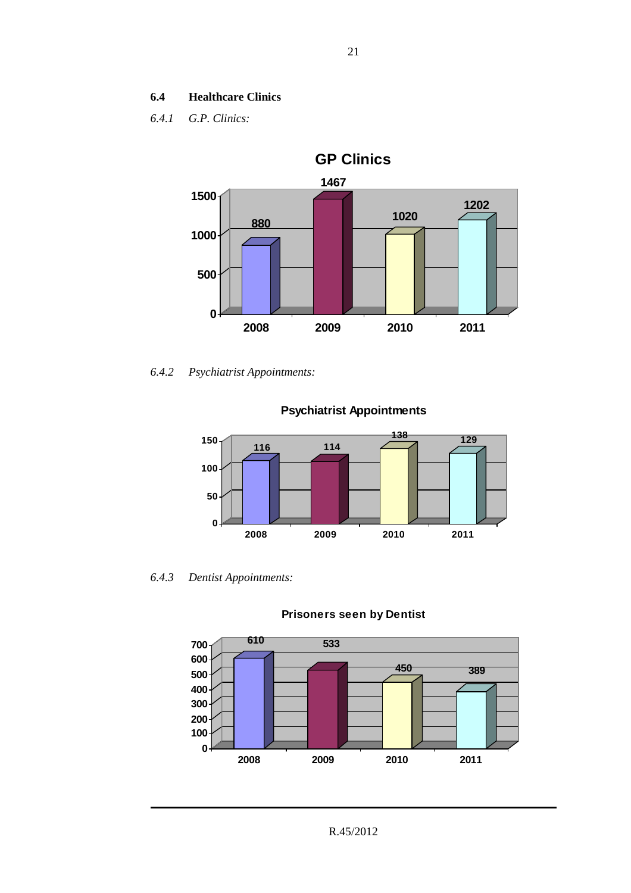### 6.4 Healthcare Clinics

*6.4.1 G.P. Clinics:*

**GP Clinics**

| Year | Count |
|---|---|
| 2008 | 880 |
| 2009 | 1467 |
| 2010 | 1020 |
| 2011 | 1202 |

*6.4.2 Psychiatrist Appointments:*

**Psychiatrist Appointments**

| Year | Count |
|---|---|
| 2008 | 116 |
| 2009 | 114 |
| 2010 | 138 |
| 2011 | 129 |

*6.4.3 Dentist Appointments:*

**Prisoners seen by Dentist**

| Year | Count |
|---|---|
| 2008 | 610 |
| 2009 | 533 |
| 2010 | 450 |
| 2011 | 389 |

R.45/2012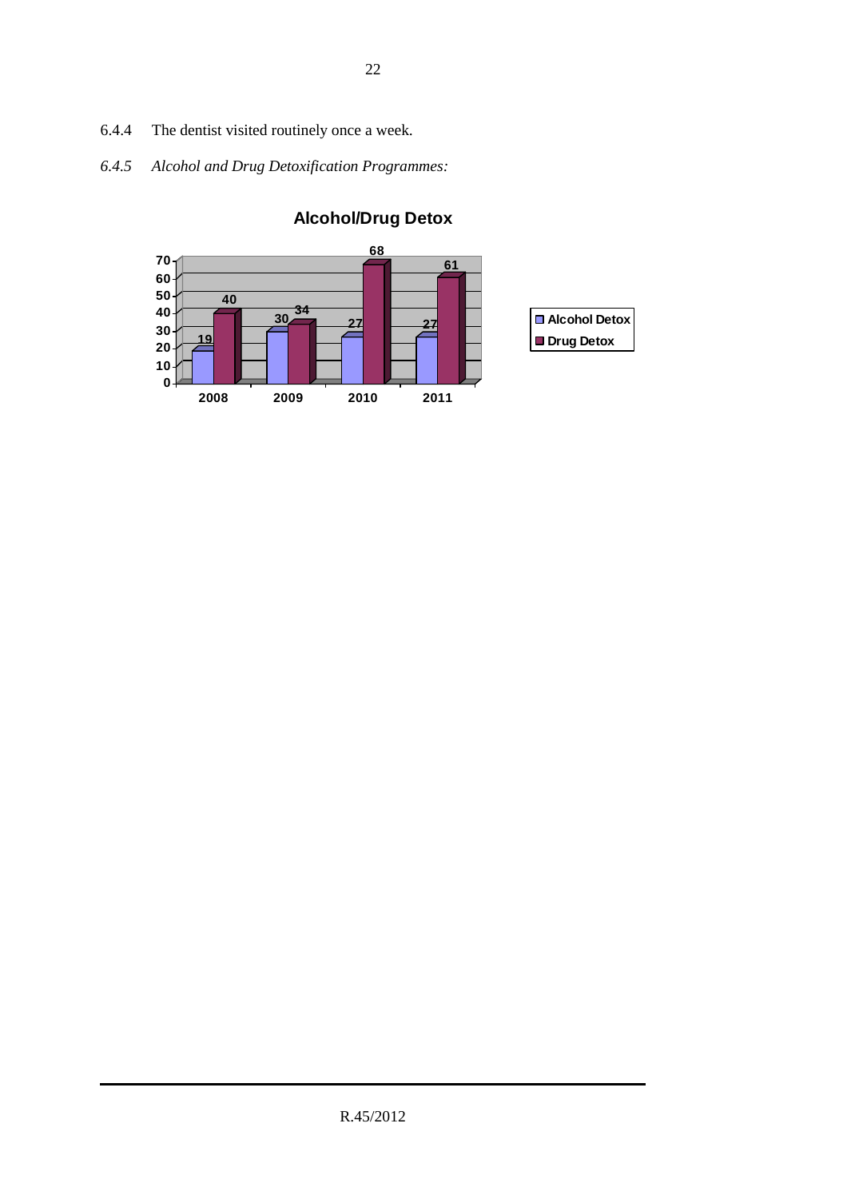6.4.4 The dentist visited routinely once a week.

*6.4.5 Alcohol and Drug Detoxification Programmes:*

**Alcohol/Drug Detox**

| Year | Alcohol Detox | Drug Detox |
|---|---|---|
| 2008 | 19 | 40 |
| 2009 | 30 | 34 |
| 2010 | 27 | 68 |
| 2011 | 27 | 61 |

R.45/2012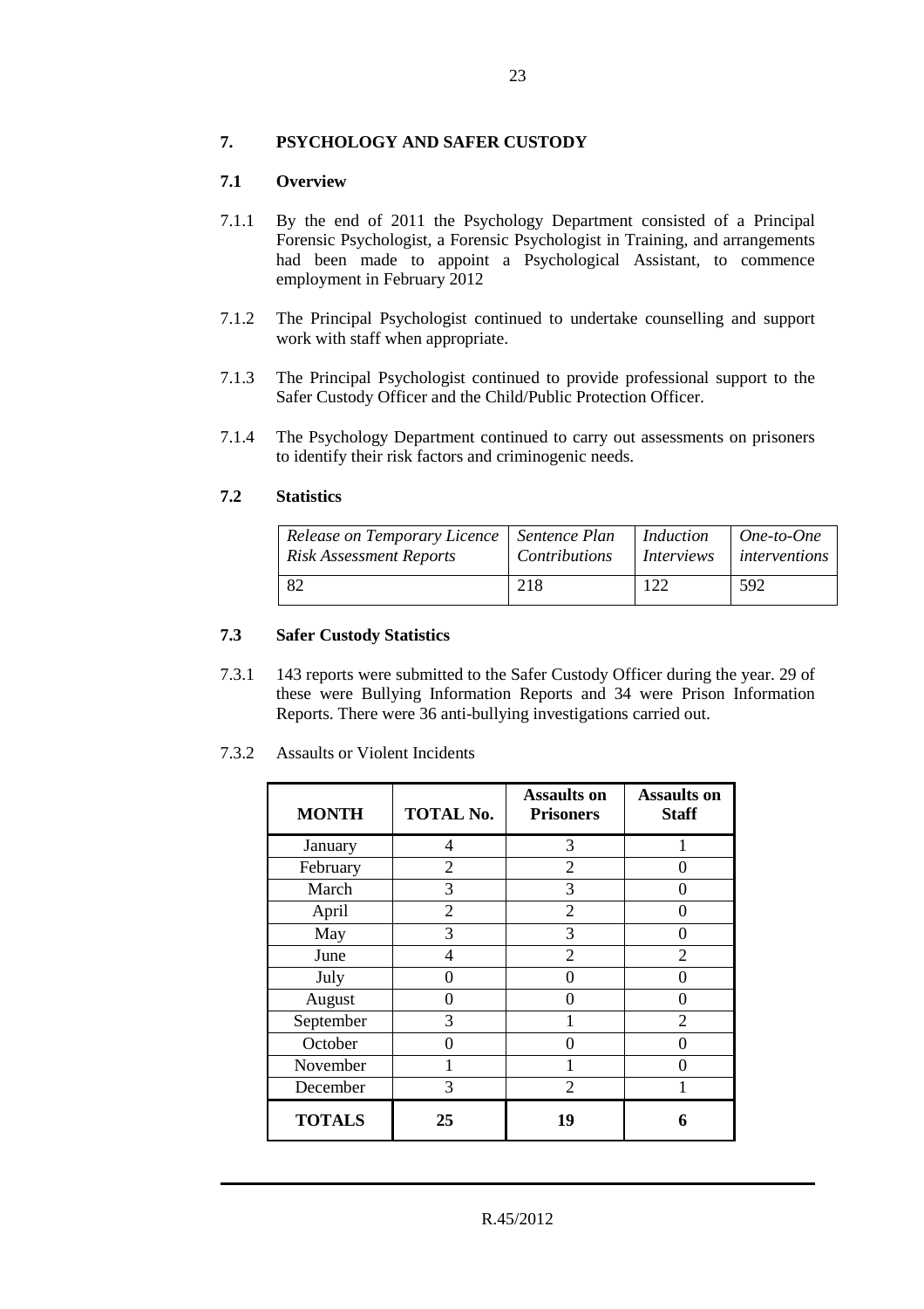## 7. PSYCHOLOGY AND SAFER CUSTODY

### 7.1 Overview

7.1.1 By the end of 2011 the Psychology Department consisted of a Principal Forensic Psychologist, a Forensic Psychologist in Training, and arrangements had been made to appoint a Psychological Assistant, to commence employment in February 2012

7.1.2 The Principal Psychologist continued to undertake counselling and support work with staff when appropriate.

7.1.3 The Principal Psychologist continued to provide professional support to the Safer Custody Officer and the Child/Public Protection Officer.

7.1.4 The Psychology Department continued to carry out assessments on prisoners to identify their risk factors and criminogenic needs.

### 7.2 Statistics

| *Release on Temporary Licence Risk Assessment Reports* | *Sentence Plan Contributions* | *Induction Interviews* | *One-to-One interventions* |
|---|---|---|---|
| 82 | 218 | 122 | 592 |

### 7.3 Safer Custody Statistics

7.3.1 143 reports were submitted to the Safer Custody Officer during the year. 29 of these were Bullying Information Reports and 34 were Prison Information Reports. There were 36 anti-bullying investigations carried out.

7.3.2 Assaults or Violent Incidents

| **MONTH** | **TOTAL No.** | **Assaults on Prisoners** | **Assaults on Staff** |
|---|---|---|---|
| January | 4 | 3 | 1 |
| February | 2 | 2 | 0 |
| March | 3 | 3 | 0 |
| April | 2 | 2 | 0 |
| May | 3 | 3 | 0 |
| June | 4 | 2 | 2 |
| July | 0 | 0 | 0 |
| August | 0 | 0 | 0 |
| September | 3 | 1 | 2 |
| October | 0 | 0 | 0 |
| November | 1 | 1 | 0 |
| December | 3 | 2 | 1 |
| **TOTALS** | **25** | **19** | **6** |

R.45/2012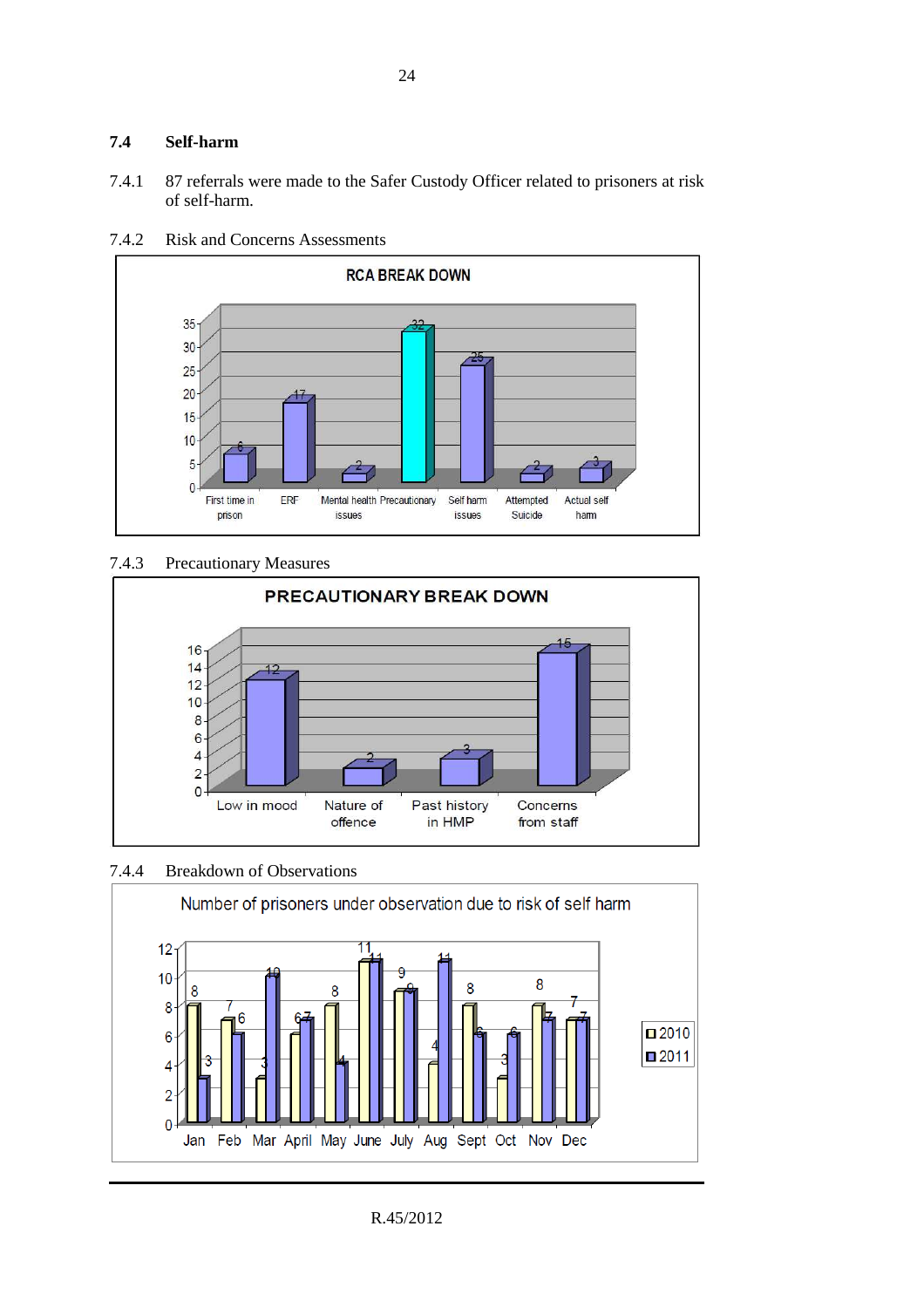## 7.4 Self-harm

7.4.1 87 referrals were made to the Safer Custody Officer related to prisoners at risk of self-harm.

7.4.2 Risk and Concerns Assessments

**RCA BREAK DOWN**

| Category | Count |
| --- | --- |
| First time in prison | 6 |
| ERF | 17 |
| Mental health issues | 2 |
| Precautionary | 32 |
| Self harm issues | 25 |
| Attempted Suicide | 2 |
| Actual self harm | 3 |

7.4.3 Precautionary Measures

**PRECAUTIONARY BREAK DOWN**

| Category | Count |
| --- | --- |
| Low in mood | 12 |
| Nature of offence | 2 |
| Past history in HMP | 3 |
| Concerns from staff | 15 |

7.4.4 Breakdown of Observations

**Number of prisoners under observation due to risk of self harm**

| Month | 2010 | 2011 |
| --- | --- | --- |
| Jan | 8 | 3 |
| Feb | 7 | 6 |
| Mar | 3 | 10 |
| April | 6 | 7 |
| May | 8 | 4 |
| June | 11 | 11 |
| July | 9 | 9 |
| Aug | 4 | 11 |
| Sept | 8 | 6 |
| Oct | 3 | 6 |
| Nov | 8 | 7 |
| Dec | 7 | 7 |

R.45/2012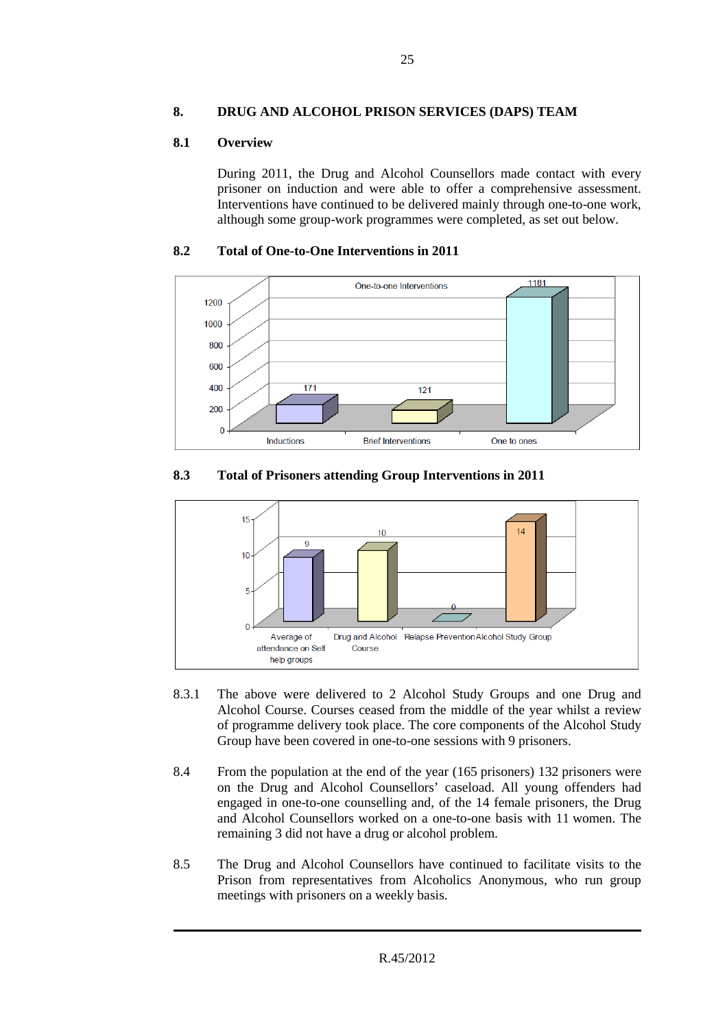## 8. DRUG AND ALCOHOL PRISON SERVICES (DAPS) TEAM

### 8.1 Overview

During 2011, the Drug and Alcohol Counsellors made contact with every prisoner on induction and were able to offer a comprehensive assessment. Interventions have continued to be delivered mainly through one-to-one work, although some group-work programmes were completed, as set out below.

### 8.2 Total of One-to-One Interventions in 2011

One-to-one Interventions

| Inductions | Brief Interventions | One to ones |
|---|---|---|
| 171 | 121 | 1181 |

### 8.3 Total of Prisoners attending Group Interventions in 2011

| Average of attendance on Self help groups | Drug and Alcohol Course | Relapse Prevention | Alcohol Study Group |
|---|---|---|---|
| 9 | 10 | 0 | 14 |

8.3.1 The above were delivered to 2 Alcohol Study Groups and one Drug and Alcohol Course. Courses ceased from the middle of the year whilst a review of programme delivery took place. The core components of the Alcohol Study Group have been covered in one-to-one sessions with 9 prisoners.

8.4 From the population at the end of the year (165 prisoners) 132 prisoners were on the Drug and Alcohol Counsellors' caseload. All young offenders had engaged in one-to-one counselling and, of the 14 female prisoners, the Drug and Alcohol Counsellors worked on a one-to-one basis with 11 women. The remaining 3 did not have a drug or alcohol problem.

8.5 The Drug and Alcohol Counsellors have continued to facilitate visits to the Prison from representatives from Alcoholics Anonymous, who run group meetings with prisoners on a weekly basis.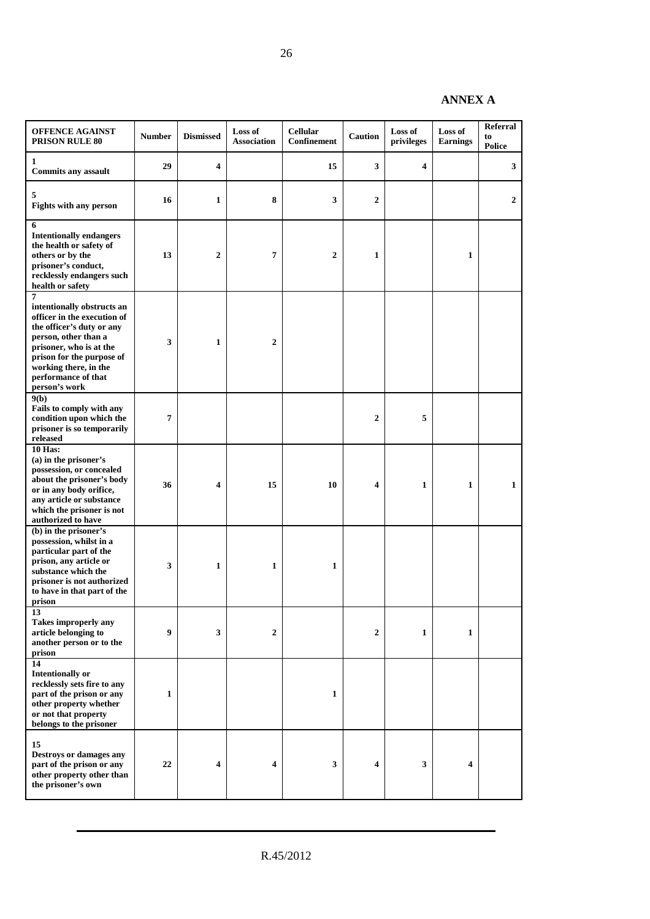**ANNEX A**

| OFFENCE AGAINST PRISON RULE 80 | Number | Dismissed | Loss of Association | Cellular Confinement | Caution | Loss of privileges | Loss of Earnings | Referral to Police |
|---|---|---|---|---|---|---|---|---|
| 1 Commits any assault | 29 | 4 | | 15 | 3 | 4 | | 3 |
| 5 Fights with any person | 16 | 1 | 8 | 3 | 2 | | | 2 |
| 6 Intentionally endangers the health or safety of others or by the prisoner's conduct, recklessly endangers such health or safety | 13 | 2 | 7 | 2 | 1 | | 1 | |
| 7 intentionally obstructs an officer in the execution of the officer's duty or any person, other than a prisoner, who is at the prison for the purpose of working there, in the performance of that person's work | 3 | 1 | 2 | | | | | |
| 9(b) Fails to comply with any condition upon which the prisoner is so temporarily released | 7 | | | | 2 | 5 | | |
| 10 Has: (a) in the prisoner's possession, or concealed about the prisoner's body or in any body orifice, any article or substance which the prisoner is not authorized to have | 36 | 4 | 15 | 10 | 4 | 1 | 1 | 1 |
| (b) in the prisoner's possession, whilst in a particular part of the prison, any article or substance which the prisoner is not authorized to have in that part of the prison | 3 | 1 | 1 | 1 | | | | |
| 13 Takes improperly any article belonging to another person or to the prison | 9 | 3 | 2 | | 2 | 1 | 1 | |
| 14 Intentionally or recklessly sets fire to any part of the prison or any other property whether or not that property belongs to the prisoner | 1 | | | 1 | | | | |
| 15 Destroys or damages any part of the prison or any other property other than the prisoner's own | 22 | 4 | 4 | 3 | 4 | 3 | 4 | |

R.45/2012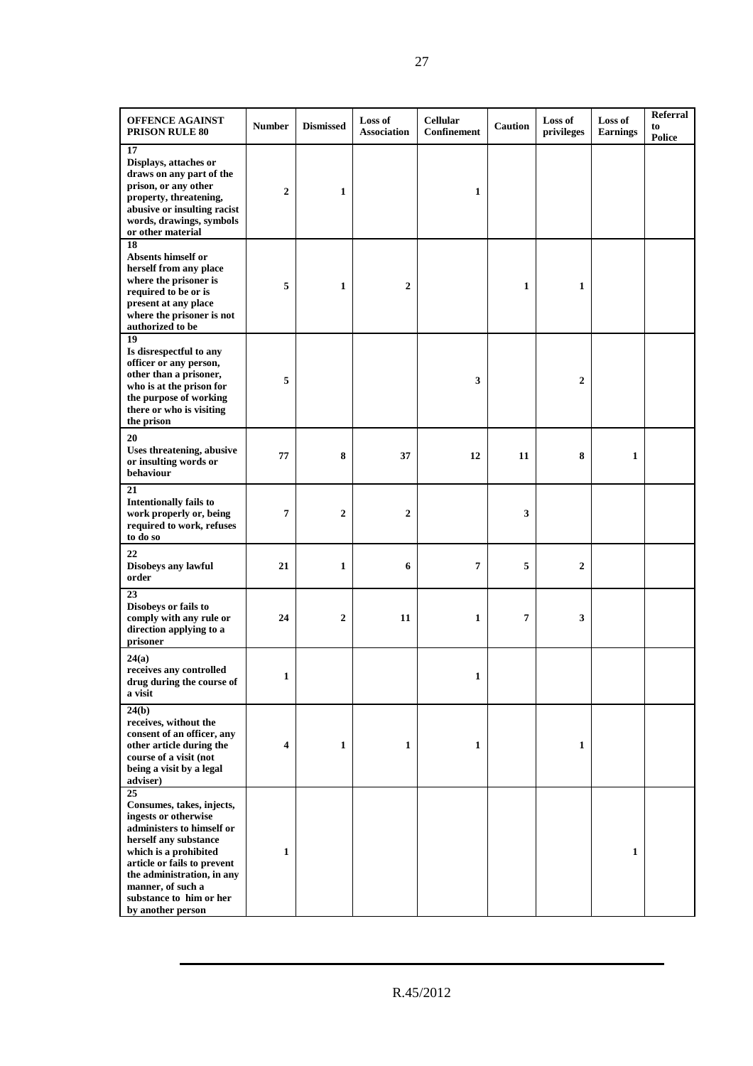| OFFENCE AGAINST PRISON RULE 80 | Number | Dismissed | Loss of Association | Cellular Confinement | Caution | Loss of privileges | Loss of Earnings | Referral to Police |
|---|---|---|---|---|---|---|---|---|
| **17** Displays, attaches or draws on any part of the prison, or any other property, threatening, abusive or insulting racist words, drawings, symbols or other material | 2 | 1 | | 1 | | | | |
| **18** Absents himself or herself from any place where the prisoner is required to be or is present at any place where the prisoner is not authorized to be | 5 | 1 | 2 | | 1 | 1 | | |
| **19** Is disrespectful to any officer or any person, other than a prisoner, who is at the prison for the purpose of working there or who is visiting the prison | 5 | | | 3 | | 2 | | |
| **20** Uses threatening, abusive or insulting words or behaviour | 77 | 8 | 37 | 12 | 11 | 8 | 1 | |
| **21** Intentionally fails to work properly or, being required to work, refuses to do so | 7 | 2 | 2 | | 3 | | | |
| **22** Disobeys any lawful order | 21 | 1 | 6 | 7 | 5 | 2 | | |
| **23** Disobeys or fails to comply with any rule or direction applying to a prisoner | 24 | 2 | 11 | 1 | 7 | 3 | | |
| **24(a)** receives any controlled drug during the course of a visit | 1 | | | 1 | | | | |
| **24(b)** receives, without the consent of an officer, any other article during the course of a visit (not being a visit by a legal adviser) | 4 | 1 | 1 | 1 | | 1 | | |
| **25** Consumes, takes, injects, ingests or otherwise administers to himself or herself any substance which is a prohibited article or fails to prevent the administration, in any manner, of such a substance to him or her by another person | 1 | | | | | | 1 | |

R.45/2012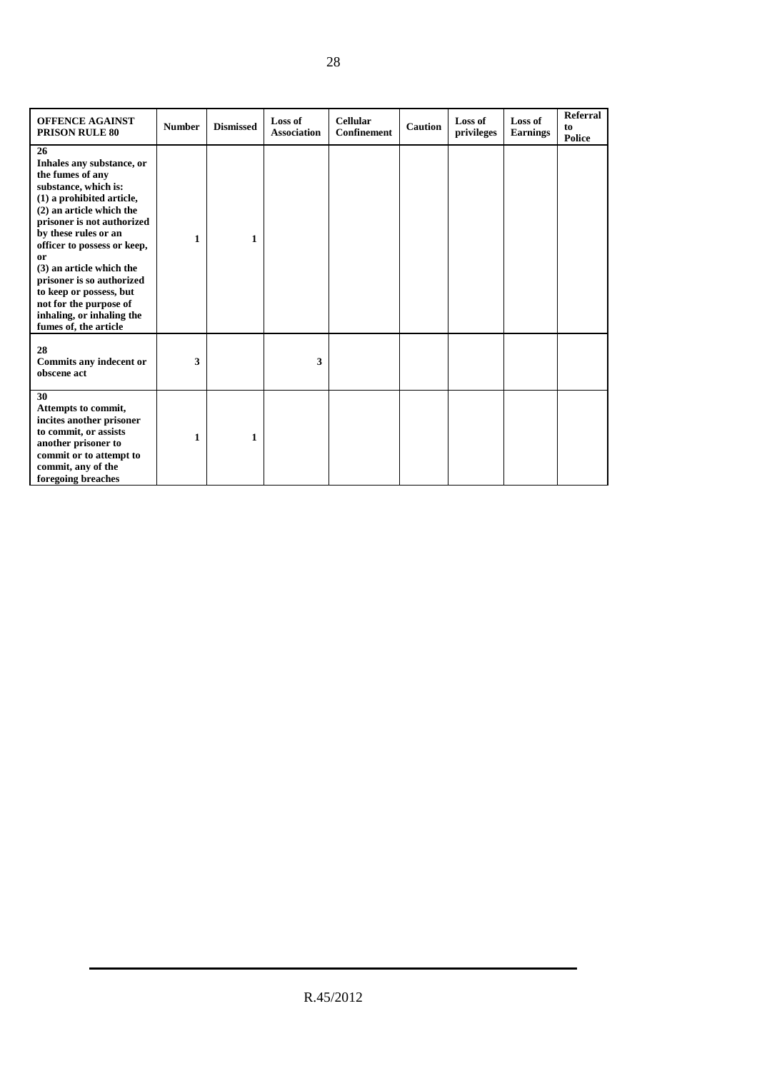| OFFENCE AGAINST PRISON RULE 80 | Number | Dismissed | Loss of Association | Cellular Confinement | Caution | Loss of privileges | Loss of Earnings | Referral to Police |
|---|---|---|---|---|---|---|---|---|
| **26** Inhales any substance, or the fumes of any substance, which is: (1) a prohibited article, (2) an article which the prisoner is not authorized by these rules or an officer to possess or keep, or (3) an article which the prisoner is so authorized to keep or possess, but not for the purpose of inhaling, or inhaling the fumes of, the article | 1 | 1 | | | | | | |
| **28** Commits any indecent or obscene act | 3 | | 3 | | | | | |
| **30** Attempts to commit, incites another prisoner to commit, or assists another prisoner to commit or to attempt to commit, any of the foregoing breaches | 1 | 1 | | | | | | |

R.45/2012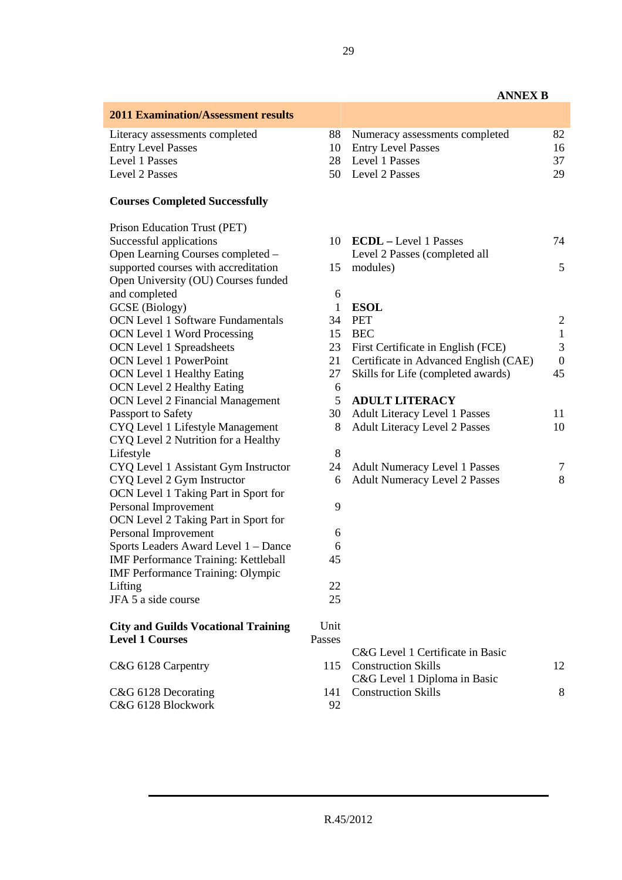**ANNEX B**

## 2011 Examination/Assessment results

| | | | |
|---|---|---|---|
| Literacy assessments completed | 88 | Numeracy assessments completed | 82 |
| Entry Level Passes | 10 | Entry Level Passes | 16 |
| Level 1 Passes | 28 | Level 1 Passes | 37 |
| Level 2 Passes | 50 | Level 2 Passes | 29 |

### Courses Completed Successfully

| | | | |
|---|---|---|---|
| Prison Education Trust (PET) Successful applications | 10 | **ECDL –** Level 1 Passes | 74 |
| Open Learning Courses completed – supported courses with accreditation | 15 | Level 2 Passes (completed all modules) | 5 |
| Open University (OU) Courses funded and completed | 6 | | |
| GCSE (Biology) | 1 | **ESOL** | |
| OCN Level 1 Software Fundamentals | 34 | PET | 2 |
| OCN Level 1 Word Processing | 15 | BEC | 1 |
| OCN Level 1 Spreadsheets | 23 | First Certificate in English (FCE) | 3 |
| OCN Level 1 PowerPoint | 21 | Certificate in Advanced English (CAE) | 0 |
| OCN Level 1 Healthy Eating | 27 | Skills for Life (completed awards) | 45 |
| OCN Level 2 Healthy Eating | 6 | | |
| OCN Level 2 Financial Management | 5 | **ADULT LITERACY** | |
| Passport to Safety | 30 | Adult Literacy Level 1 Passes | 11 |
| CYQ Level 1 Lifestyle Management | 8 | Adult Literacy Level 2 Passes | 10 |
| CYQ Level 2 Nutrition for a Healthy Lifestyle | 8 | | |
| CYQ Level 1 Assistant Gym Instructor | 24 | Adult Numeracy Level 1 Passes | 7 |
| CYQ Level 2 Gym Instructor | 6 | Adult Numeracy Level 2 Passes | 8 |
| OCN Level 1 Taking Part in Sport for Personal Improvement | 9 | | |
| OCN Level 2 Taking Part in Sport for Personal Improvement | 6 | | |
| Sports Leaders Award Level 1 – Dance | 6 | | |
| IMF Performance Training: Kettleball | 45 | | |
| IMF Performance Training: Olympic Lifting | 22 | | |
| JFA 5 a side course | 25 | | |

| **City and Guilds Vocational Training Level 1 Courses** | Unit Passes | | |
|---|---|---|---|
| C&G 6128 Carpentry | 115 | C&G Level 1 Certificate in Basic Construction Skills | 12 |
| C&G 6128 Decorating | 141 | C&G Level 1 Diploma in Basic Construction Skills | 8 |
| C&G 6128 Blockwork | 92 | | |

R.45/2012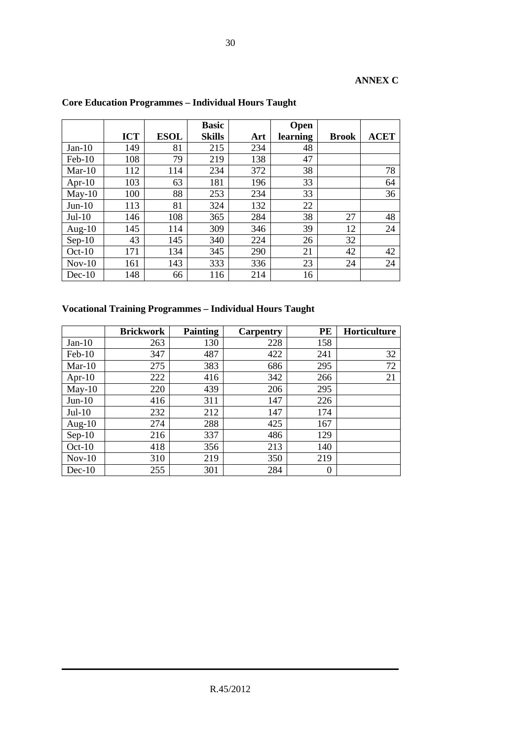**ANNEX C**

**Core Education Programmes – Individual Hours Taught**

| | ICT | ESOL | Basic Skills | Art | Open learning | Brook | ACET |
|---|---|---|---|---|---|---|---|
| Jan-10 | 149 | 81 | 215 | 234 | 48 | | |
| Feb-10 | 108 | 79 | 219 | 138 | 47 | | |
| Mar-10 | 112 | 114 | 234 | 372 | 38 | | 78 |
| Apr-10 | 103 | 63 | 181 | 196 | 33 | | 64 |
| May-10 | 100 | 88 | 253 | 234 | 33 | | 36 |
| Jun-10 | 113 | 81 | 324 | 132 | 22 | | |
| Jul-10 | 146 | 108 | 365 | 284 | 38 | 27 | 48 |
| Aug-10 | 145 | 114 | 309 | 346 | 39 | 12 | 24 |
| Sep-10 | 43 | 145 | 340 | 224 | 26 | 32 | |
| Oct-10 | 171 | 134 | 345 | 290 | 21 | 42 | 42 |
| Nov-10 | 161 | 143 | 333 | 336 | 23 | 24 | 24 |
| Dec-10 | 148 | 66 | 116 | 214 | 16 | | |

**Vocational Training Programmes – Individual Hours Taught**

| | Brickwork | Painting | Carpentry | PE | Horticulture |
|---|---|---|---|---|---|
| Jan-10 | 263 | 130 | 228 | 158 | |
| Feb-10 | 347 | 487 | 422 | 241 | 32 |
| Mar-10 | 275 | 383 | 686 | 295 | 72 |
| Apr-10 | 222 | 416 | 342 | 266 | 21 |
| May-10 | 220 | 439 | 206 | 295 | |
| Jun-10 | 416 | 311 | 147 | 226 | |
| Jul-10 | 232 | 212 | 147 | 174 | |
| Aug-10 | 274 | 288 | 425 | 167 | |
| Sep-10 | 216 | 337 | 486 | 129 | |
| Oct-10 | 418 | 356 | 213 | 140 | |
| Nov-10 | 310 | 219 | 350 | 219 | |
| Dec-10 | 255 | 301 | 284 | 0 | |